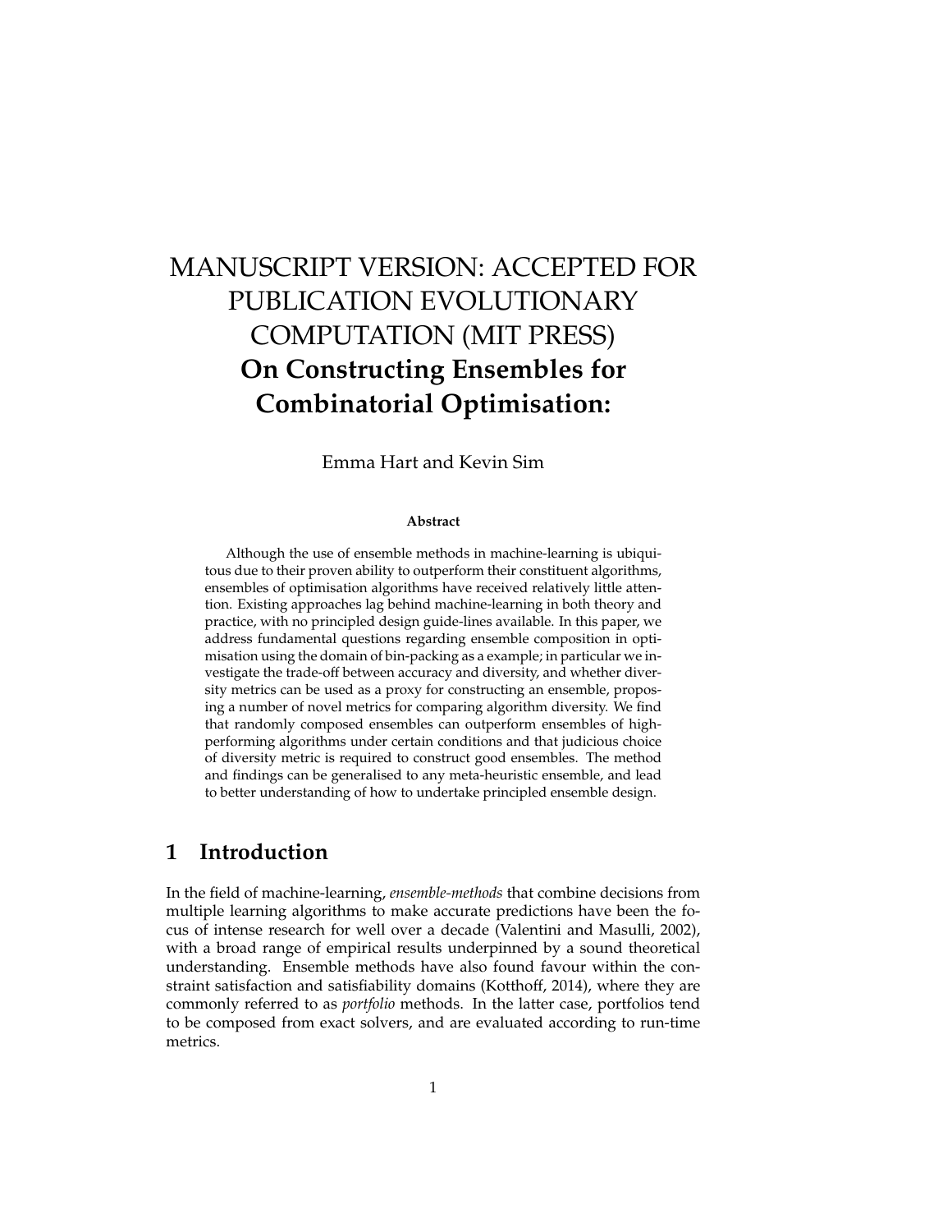# MANUSCRIPT VERSION: ACCEPTED FOR PUBLICATION EVOLUTIONARY COMPUTATION (MIT PRESS)

# On Constructing Ensembles for Combinatorial Optimisation:

Emma Hart and Kevin Sim

**Abstract**

Although the use of ensemble methods in machine-learning is ubiquitous due to their proven ability to outperform their constituent algorithms, ensembles of optimisation algorithms have received relatively little attention. Existing approaches lag behind machine-learning in both theory and practice, with no principled design guide-lines available. In this paper, we address fundamental questions regarding ensemble composition in optimisation using the domain of bin-packing as a example; in particular we investigate the trade-off between accuracy and diversity, and whether diversity metrics can be used as a proxy for constructing an ensemble, proposing a number of novel metrics for comparing algorithm diversity. We find that randomly composed ensembles can outperform ensembles of high-performing algorithms under certain conditions and that judicious choice of diversity metric is required to construct good ensembles. The method and findings can be generalised to any meta-heuristic ensemble, and lead to better understanding of how to undertake principled ensemble design.

## 1 Introduction

In the field of machine-learning, *ensemble-methods* that combine decisions from multiple learning algorithms to make accurate predictions have been the focus of intense research for well over a decade (Valentini and Masulli, 2002), with a broad range of empirical results underpinned by a sound theoretical understanding. Ensemble methods have also found favour within the constraint satisfaction and satisfiability domains (Kotthoff, 2014), where they are commonly referred to as *portfolio* methods. In the latter case, portfolios tend to be composed from exact solvers, and are evaluated according to run-time metrics.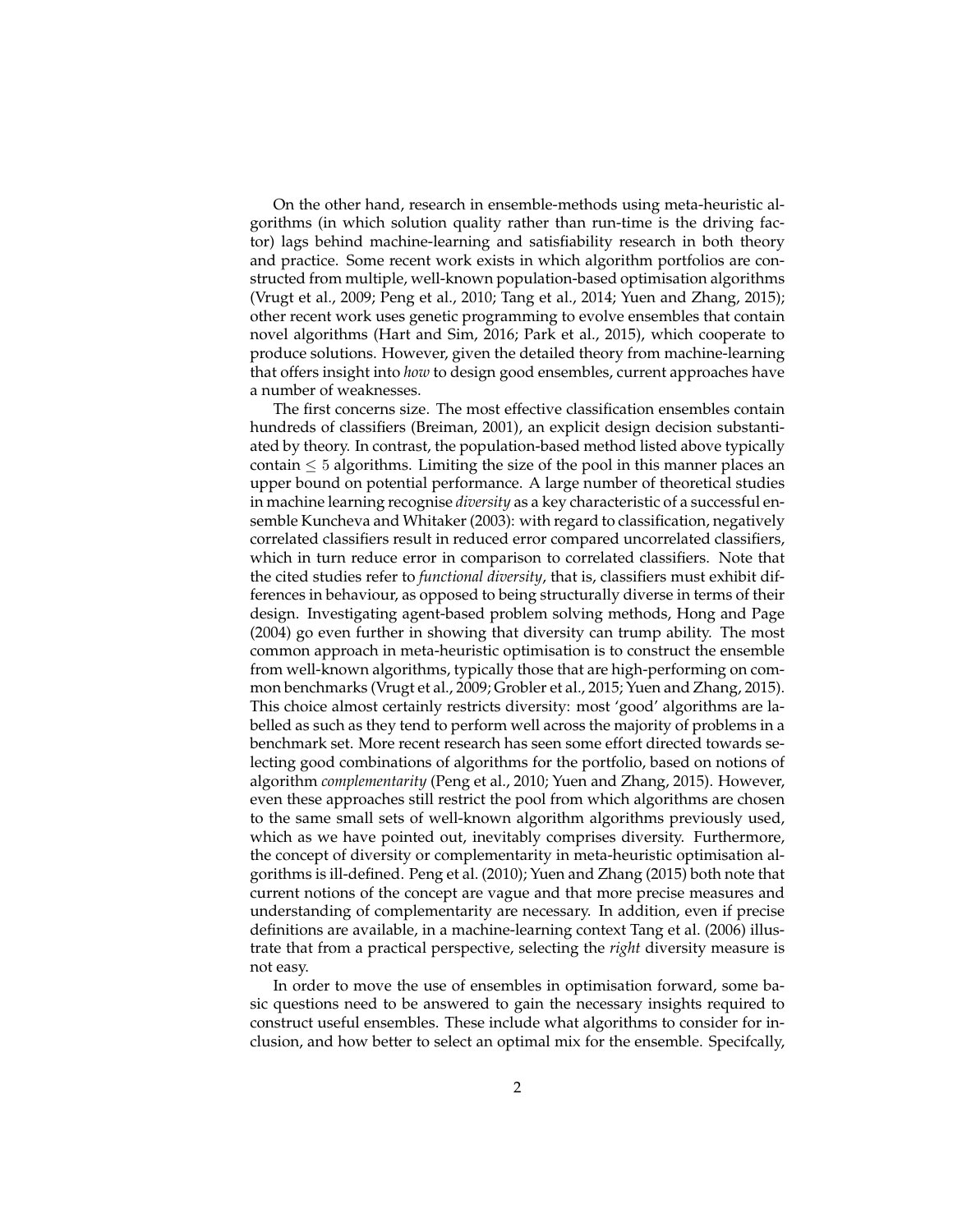On the other hand, research in ensemble-methods using meta-heuristic algorithms (in which solution quality rather than run-time is the driving factor) lags behind machine-learning and satisfiability research in both theory and practice. Some recent work exists in which algorithm portfolios are constructed from multiple, well-known population-based optimisation algorithms (Vrugt et al., 2009; Peng et al., 2010; Tang et al., 2014; Yuen and Zhang, 2015); other recent work uses genetic programming to evolve ensembles that contain novel algorithms (Hart and Sim, 2016; Park et al., 2015), which cooperate to produce solutions. However, given the detailed theory from machine-learning that offers insight into *how* to design good ensembles, current approaches have a number of weaknesses.

The first concerns size. The most effective classification ensembles contain hundreds of classifiers (Breiman, 2001), an explicit design decision substantiated by theory. In contrast, the population-based method listed above typically contain $\leq 5$ algorithms. Limiting the size of the pool in this manner places an upper bound on potential performance. A large number of theoretical studies in machine learning recognise *diversity* as a key characteristic of a successful ensemble Kuncheva and Whitaker (2003): with regard to classification, negatively correlated classifiers result in reduced error compared uncorrelated classifiers, which in turn reduce error in comparison to correlated classifiers. Note that the cited studies refer to *functional diversity*, that is, classifiers must exhibit differences in behaviour, as opposed to being structurally diverse in terms of their design. Investigating agent-based problem solving methods, Hong and Page (2004) go even further in showing that diversity can trump ability. The most common approach in meta-heuristic optimisation is to construct the ensemble from well-known algorithms, typically those that are high-performing on common benchmarks (Vrugt et al., 2009; Grobler et al., 2015; Yuen and Zhang, 2015). This choice almost certainly restricts diversity: most 'good' algorithms are labelled as such as they tend to perform well across the majority of problems in a benchmark set. More recent research has seen some effort directed towards selecting good combinations of algorithms for the portfolio, based on notions of algorithm *complementarity* (Peng et al., 2010; Yuen and Zhang, 2015). However, even these approaches still restrict the pool from which algorithms are chosen to the same small sets of well-known algorithm algorithms previously used, which as we have pointed out, inevitably comprises diversity. Furthermore, the concept of diversity or complementarity in meta-heuristic optimisation algorithms is ill-defined. Peng et al. (2010); Yuen and Zhang (2015) both note that current notions of the concept are vague and that more precise measures and understanding of complementarity are necessary. In addition, even if precise definitions are available, in a machine-learning context Tang et al. (2006) illustrate that from a practical perspective, selecting the *right* diversity measure is not easy.

In order to move the use of ensembles in optimisation forward, some basic questions need to be answered to gain the necessary insights required to construct useful ensembles. These include what algorithms to consider for inclusion, and how better to select an optimal mix for the ensemble. Specifcally,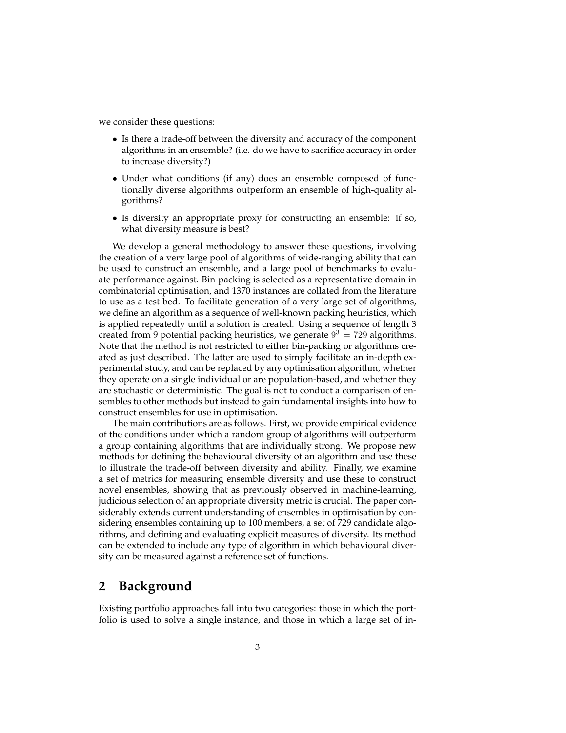we consider these questions:

- Is there a trade-off between the diversity and accuracy of the component algorithms in an ensemble? (i.e. do we have to sacrifice accuracy in order to increase diversity?)
- Under what conditions (if any) does an ensemble composed of functionally diverse algorithms outperform an ensemble of high-quality algorithms?
- Is diversity an appropriate proxy for constructing an ensemble: if so, what diversity measure is best?

We develop a general methodology to answer these questions, involving the creation of a very large pool of algorithms of wide-ranging ability that can be used to construct an ensemble, and a large pool of benchmarks to evaluate performance against. Bin-packing is selected as a representative domain in combinatorial optimisation, and 1370 instances are collated from the literature to use as a test-bed. To facilitate generation of a very large set of algorithms, we define an algorithm as a sequence of well-known packing heuristics, which is applied repeatedly until a solution is created. Using a sequence of length 3 created from 9 potential packing heuristics, we generate $9^3 = 729$ algorithms. Note that the method is not restricted to either bin-packing or algorithms created as just described. The latter are used to simply facilitate an in-depth experimental study, and can be replaced by any optimisation algorithm, whether they operate on a single individual or are population-based, and whether they are stochastic or deterministic. The goal is not to conduct a comparison of ensembles to other methods but instead to gain fundamental insights into how to construct ensembles for use in optimisation.

The main contributions are as follows. First, we provide empirical evidence of the conditions under which a random group of algorithms will outperform a group containing algorithms that are individually strong. We propose new methods for defining the behavioural diversity of an algorithm and use these to illustrate the trade-off between diversity and ability. Finally, we examine a set of metrics for measuring ensemble diversity and use these to construct novel ensembles, showing that as previously observed in machine-learning, judicious selection of an appropriate diversity metric is crucial. The paper considerably extends current understanding of ensembles in optimisation by considering ensembles containing up to 100 members, a set of 729 candidate algorithms, and defining and evaluating explicit measures of diversity. Its method can be extended to include any type of algorithm in which behavioural diversity can be measured against a reference set of functions.

## 2 Background

Existing portfolio approaches fall into two categories: those in which the portfolio is used to solve a single instance, and those in which a large set of in-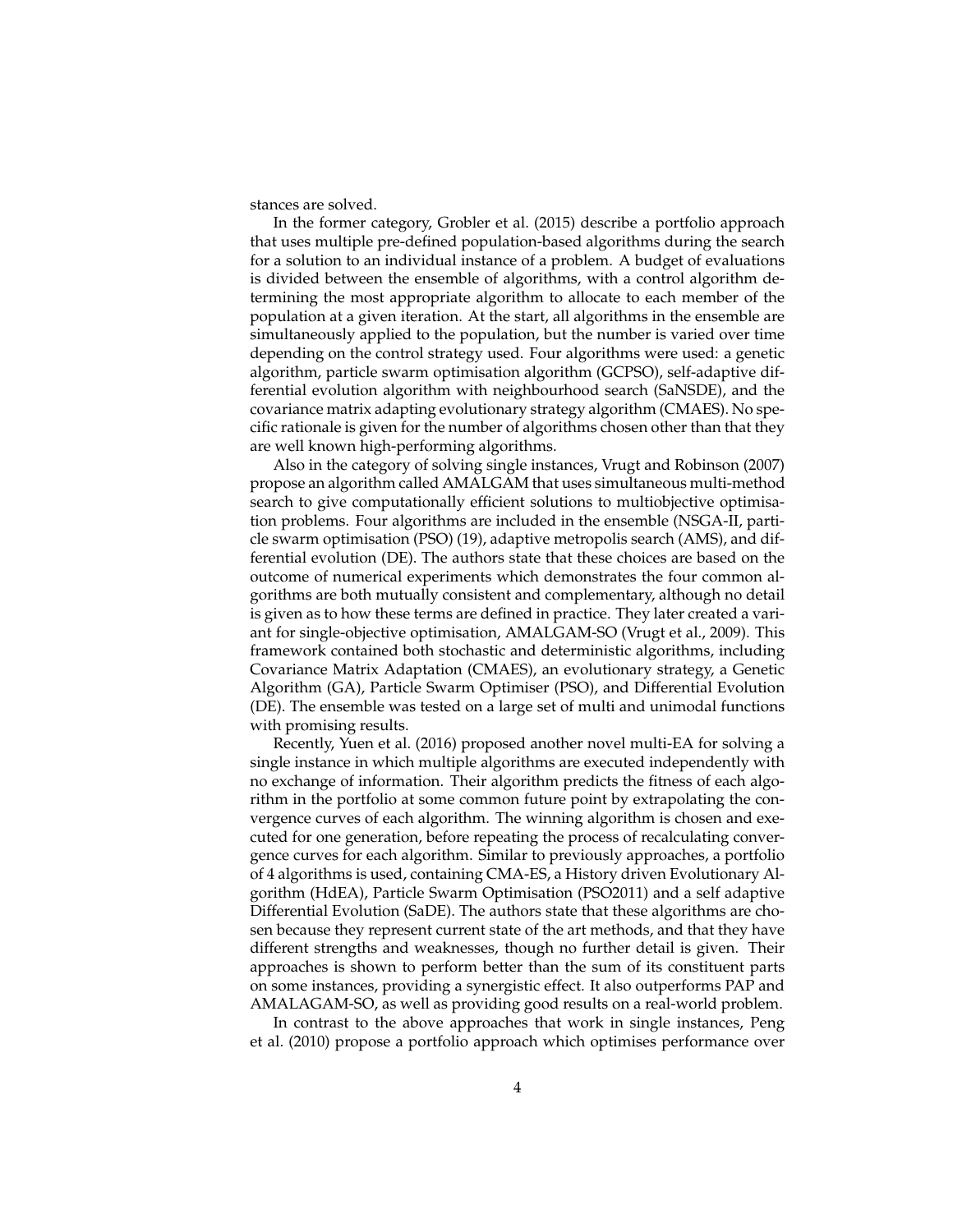stances are solved.

In the former category, Grobler et al. (2015) describe a portfolio approach that uses multiple pre-defined population-based algorithms during the search for a solution to an individual instance of a problem. A budget of evaluations is divided between the ensemble of algorithms, with a control algorithm determining the most appropriate algorithm to allocate to each member of the population at a given iteration. At the start, all algorithms in the ensemble are simultaneously applied to the population, but the number is varied over time depending on the control strategy used. Four algorithms were used: a genetic algorithm, particle swarm optimisation algorithm (GCPSO), self-adaptive differential evolution algorithm with neighbourhood search (SaNSDE), and the covariance matrix adapting evolutionary strategy algorithm (CMAES). No specific rationale is given for the number of algorithms chosen other than that they are well known high-performing algorithms.

Also in the category of solving single instances, Vrugt and Robinson (2007) propose an algorithm called AMALGAM that uses simultaneous multi-method search to give computationally efficient solutions to multiobjective optimisation problems. Four algorithms are included in the ensemble (NSGA-II, particle swarm optimisation (PSO) (19), adaptive metropolis search (AMS), and differential evolution (DE). The authors state that these choices are based on the outcome of numerical experiments which demonstrates the four common algorithms are both mutually consistent and complementary, although no detail is given as to how these terms are defined in practice. They later created a variant for single-objective optimisation, AMALGAM-SO (Vrugt et al., 2009). This framework contained both stochastic and deterministic algorithms, including Covariance Matrix Adaptation (CMAES), an evolutionary strategy, a Genetic Algorithm (GA), Particle Swarm Optimiser (PSO), and Differential Evolution (DE). The ensemble was tested on a large set of multi and unimodal functions with promising results.

Recently, Yuen et al. (2016) proposed another novel multi-EA for solving a single instance in which multiple algorithms are executed independently with no exchange of information. Their algorithm predicts the fitness of each algorithm in the portfolio at some common future point by extrapolating the convergence curves of each algorithm. The winning algorithm is chosen and executed for one generation, before repeating the process of recalculating convergence curves for each algorithm. Similar to previously approaches, a portfolio of 4 algorithms is used, containing CMA-ES, a History driven Evolutionary Algorithm (HdEA), Particle Swarm Optimisation (PSO2011) and a self adaptive Differential Evolution (SaDE). The authors state that these algorithms are chosen because they represent current state of the art methods, and that they have different strengths and weaknesses, though no further detail is given. Their approaches is shown to perform better than the sum of its constituent parts on some instances, providing a synergistic effect. It also outperforms PAP and AMALAGAM-SO, as well as providing good results on a real-world problem.

In contrast to the above approaches that work in single instances, Peng et al. (2010) propose a portfolio approach which optimises performance over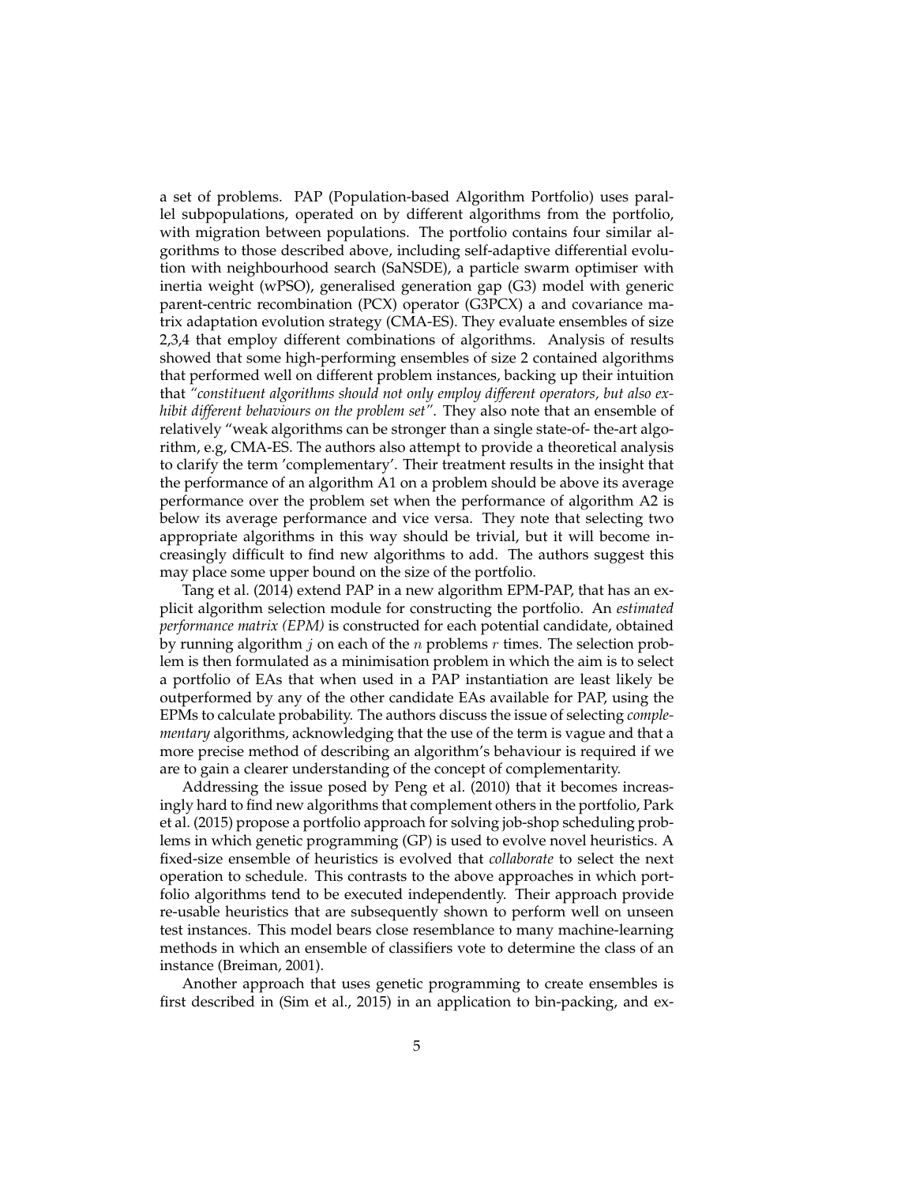a set of problems. PAP (Population-based Algorithm Portfolio) uses parallel subpopulations, operated on by different algorithms from the portfolio, with migration between populations. The portfolio contains four similar algorithms to those described above, including self-adaptive differential evolution with neighbourhood search (SaNSDE), a particle swarm optimiser with inertia weight (wPSO), generalised generation gap (G3) model with generic parent-centric recombination (PCX) operator (G3PCX) a and covariance matrix adaptation evolution strategy (CMA-ES). They evaluate ensembles of size 2,3,4 that employ different combinations of algorithms. Analysis of results showed that some high-performing ensembles of size 2 contained algorithms that performed well on different problem instances, backing up their intuition that *"constituent algorithms should not only employ different operators, but also exhibit different behaviours on the problem set"*. They also note that an ensemble of relatively "weak algorithms can be stronger than a single state-of- the-art algorithm, e.g, CMA-ES. The authors also attempt to provide a theoretical analysis to clarify the term 'complementary'. Their treatment results in the insight that the performance of an algorithm A1 on a problem should be above its average performance over the problem set when the performance of algorithm A2 is below its average performance and vice versa. They note that selecting two appropriate algorithms in this way should be trivial, but it will become increasingly difficult to find new algorithms to add. The authors suggest this may place some upper bound on the size of the portfolio.

Tang et al. (2014) extend PAP in a new algorithm EPM-PAP, that has an explicit algorithm selection module for constructing the portfolio. An *estimated performance matrix (EPM)* is constructed for each potential candidate, obtained by running algorithm $j$ on each of the $n$ problems $r$ times. The selection problem is then formulated as a minimisation problem in which the aim is to select a portfolio of EAs that when used in a PAP instantiation are least likely be outperformed by any of the other candidate EAs available for PAP, using the EPMs to calculate probability. The authors discuss the issue of selecting *complementary* algorithms, acknowledging that the use of the term is vague and that a more precise method of describing an algorithm's behaviour is required if we are to gain a clearer understanding of the concept of complementarity.

Addressing the issue posed by Peng et al. (2010) that it becomes increasingly hard to find new algorithms that complement others in the portfolio, Park et al. (2015) propose a portfolio approach for solving job-shop scheduling problems in which genetic programming (GP) is used to evolve novel heuristics. A fixed-size ensemble of heuristics is evolved that *collaborate* to select the next operation to schedule. This contrasts to the above approaches in which portfolio algorithms tend to be executed independently. Their approach provide re-usable heuristics that are subsequently shown to perform well on unseen test instances. This model bears close resemblance to many machine-learning methods in which an ensemble of classifiers vote to determine the class of an instance (Breiman, 2001).

Another approach that uses genetic programming to create ensembles is first described in (Sim et al., 2015) in an application to bin-packing, and ex-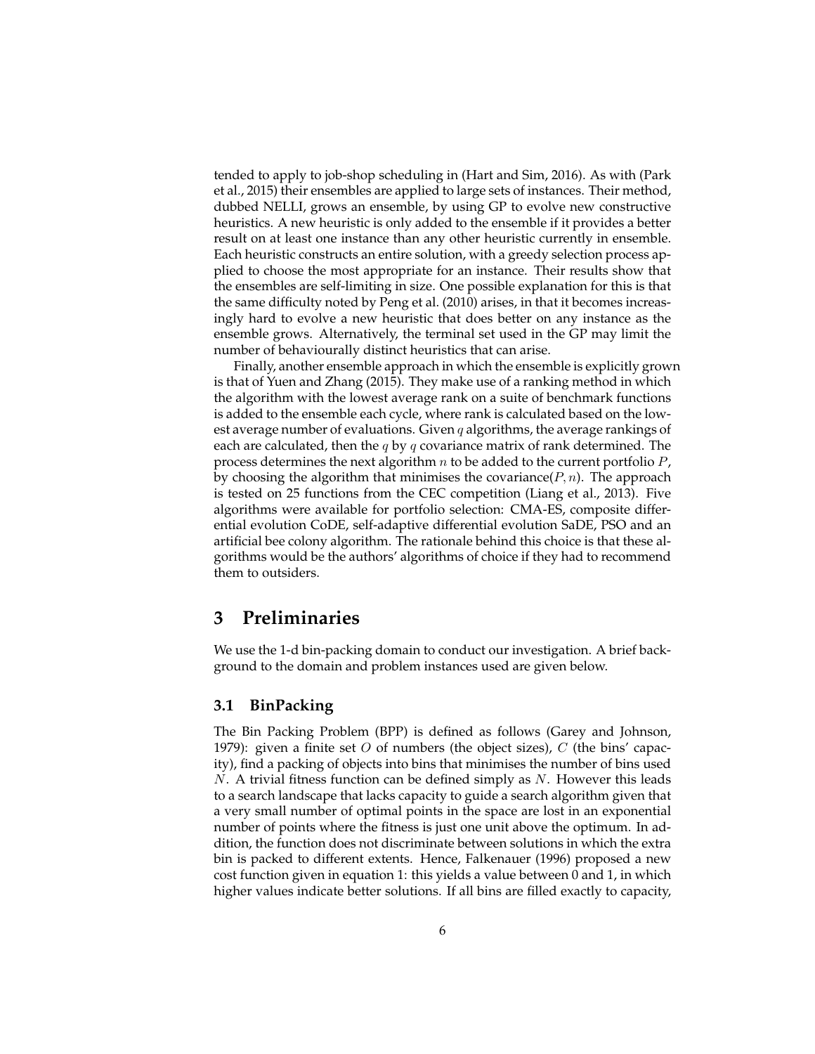tended to apply to job-shop scheduling in (Hart and Sim, 2016). As with (Park et al., 2015) their ensembles are applied to large sets of instances. Their method, dubbed NELLI, grows an ensemble, by using GP to evolve new constructive heuristics. A new heuristic is only added to the ensemble if it provides a better result on at least one instance than any other heuristic currently in ensemble. Each heuristic constructs an entire solution, with a greedy selection process applied to choose the most appropriate for an instance. Their results show that the ensembles are self-limiting in size. One possible explanation for this is that the same difficulty noted by Peng et al. (2010) arises, in that it becomes increasingly hard to evolve a new heuristic that does better on any instance as the ensemble grows. Alternatively, the terminal set used in the GP may limit the number of behaviourally distinct heuristics that can arise.

Finally, another ensemble approach in which the ensemble is explicitly grown is that of Yuen and Zhang (2015). They make use of a ranking method in which the algorithm with the lowest average rank on a suite of benchmark functions is added to the ensemble each cycle, where rank is calculated based on the lowest average number of evaluations. Given $q$ algorithms, the average rankings of each are calculated, then the $q$ by $q$ covariance matrix of rank determined. The process determines the next algorithm $n$ to be added to the current portfolio $P$, by choosing the algorithm that minimises the covariance($P, n$). The approach is tested on 25 functions from the CEC competition (Liang et al., 2013). Five algorithms were available for portfolio selection: CMA-ES, composite differential evolution CoDE, self-adaptive differential evolution SaDE, PSO and an artificial bee colony algorithm. The rationale behind this choice is that these algorithms would be the authors' algorithms of choice if they had to recommend them to outsiders.

# 3 Preliminaries

We use the 1-d bin-packing domain to conduct our investigation. A brief background to the domain and problem instances used are given below.

## 3.1 BinPacking

The Bin Packing Problem (BPP) is defined as follows (Garey and Johnson, 1979): given a finite set $O$ of numbers (the object sizes), $C$ (the bins' capacity), find a packing of objects into bins that minimises the number of bins used $N$. A trivial fitness function can be defined simply as $N$. However this leads to a search landscape that lacks capacity to guide a search algorithm given that a very small number of optimal points in the space are lost in an exponential number of points where the fitness is just one unit above the optimum. In addition, the function does not discriminate between solutions in which the extra bin is packed to different extents. Hence, Falkenauer (1996) proposed a new cost function given in equation 1: this yields a value between 0 and 1, in which higher values indicate better solutions. If all bins are filled exactly to capacity,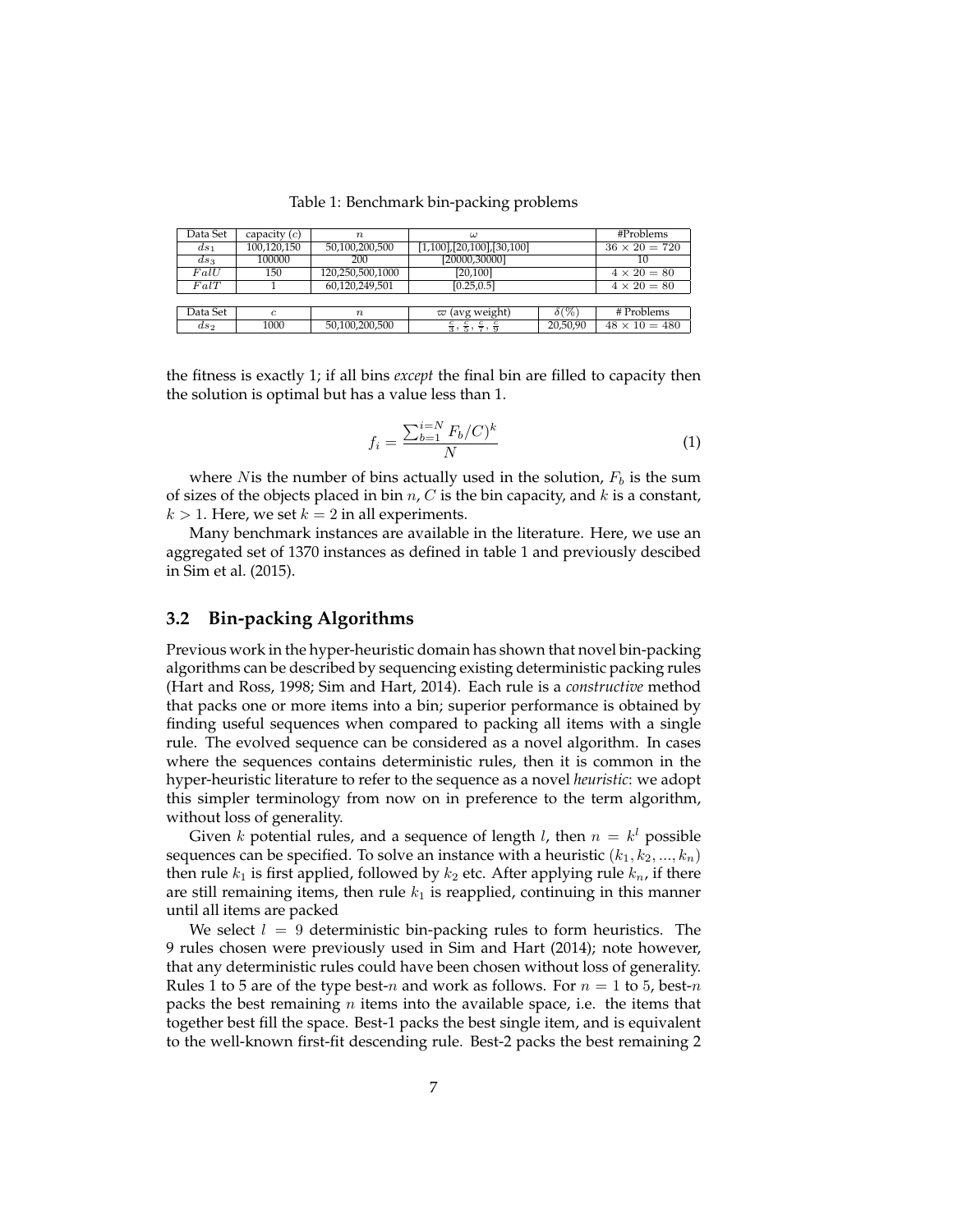Table 1: Benchmark bin-packing problems

| Data Set | capacity ($c$) | $n$ | $\omega$ | | #Problems |
|---|---|---|---|---|---|
| $ds_1$ | 100,120,150 | 50,100,200,500 | [1,100],[20,100],[30,100] | | $36 \times 20 = 720$ |
| $ds_3$ | 100000 | 200 | [20000,30000] | | 10 |
| $FalU$ | 150 | 120,250,500,1000 | [20,100] | | $4 \times 20 = 80$ |
| $FalT$ | 1 | 60,120,249,501 | [0.25,0.5] | | $4 \times 20 = 80$ |
| Data Set | $c$ | $n$ | $\varpi$ (avg weight) | $\delta(\%)$ | # Problems |
| $ds_2$ | 1000 | 50,100,200,500 | $\frac{c}{3}, \frac{c}{5}, \frac{c}{7}, \frac{c}{9}$ | 20,50,90 | $48 \times 10 = 480$ |

the fitness is exactly 1; if all bins *except* the final bin are filled to capacity then the solution is optimal but has a value less than 1.

$$f_i = \frac{\sum_{b=1}^{i=N} F_b/C)^k}{N} \tag{1}$$

where $N$is the number of bins actually used in the solution, $F_b$ is the sum of sizes of the objects placed in bin $n$, $C$ is the bin capacity, and $k$ is a constant, $k > 1$. Here, we set $k = 2$ in all experiments.

Many benchmark instances are available in the literature. Here, we use an aggregated set of 1370 instances as defined in table 1 and previously descibed in Sim et al. (2015).

## 3.2 Bin-packing Algorithms

Previous work in the hyper-heuristic domain has shown that novel bin-packing algorithms can be described by sequencing existing deterministic packing rules (Hart and Ross, 1998; Sim and Hart, 2014). Each rule is a *constructive* method that packs one or more items into a bin; superior performance is obtained by finding useful sequences when compared to packing all items with a single rule. The evolved sequence can be considered as a novel algorithm. In cases where the sequences contains deterministic rules, then it is common in the hyper-heuristic literature to refer to the sequence as a novel *heuristic*: we adopt this simpler terminology from now on in preference to the term algorithm, without loss of generality.

Given $k$ potential rules, and a sequence of length $l$, then $n = k^l$ possible sequences can be specified. To solve an instance with a heuristic $(k_1, k_2, ..., k_n)$ then rule $k_1$ is first applied, followed by $k_2$ etc. After applying rule $k_n$, if there are still remaining items, then rule $k_1$ is reapplied, continuing in this manner until all items are packed

We select $l = 9$ deterministic bin-packing rules to form heuristics. The 9 rules chosen were previously used in Sim and Hart (2014); note however, that any deterministic rules could have been chosen without loss of generality. Rules 1 to 5 are of the type best-$n$ and work as follows. For $n = 1$ to 5, best-$n$ packs the best remaining $n$ items into the available space, i.e. the items that together best fill the space. Best-1 packs the best single item, and is equivalent to the well-known first-fit descending rule. Best-2 packs the best remaining 2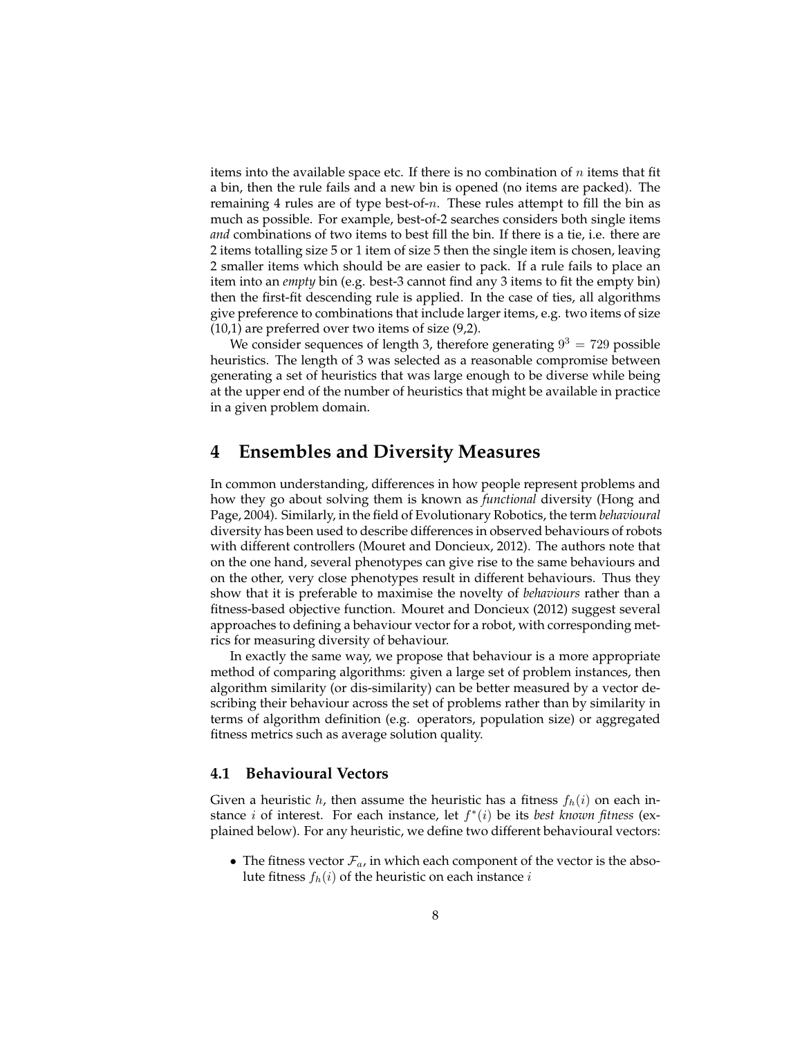items into the available space etc. If there is no combination of $n$ items that fit a bin, then the rule fails and a new bin is opened (no items are packed). The remaining 4 rules are of type best-of-$n$. These rules attempt to fill the bin as much as possible. For example, best-of-2 searches considers both single items *and* combinations of two items to best fill the bin. If there is a tie, i.e. there are 2 items totalling size 5 or 1 item of size 5 then the single item is chosen, leaving 2 smaller items which should be are easier to pack. If a rule fails to place an item into an *empty* bin (e.g. best-3 cannot find any 3 items to fit the empty bin) then the first-fit descending rule is applied. In the case of ties, all algorithms give preference to combinations that include larger items, e.g. two items of size (10,1) are preferred over two items of size (9,2).

We consider sequences of length 3, therefore generating $9^3 = 729$ possible heuristics. The length of 3 was selected as a reasonable compromise between generating a set of heuristics that was large enough to be diverse while being at the upper end of the number of heuristics that might be available in practice in a given problem domain.

# 4 Ensembles and Diversity Measures

In common understanding, differences in how people represent problems and how they go about solving them is known as *functional* diversity (Hong and Page, 2004). Similarly, in the field of Evolutionary Robotics, the term *behavioural* diversity has been used to describe differences in observed behaviours of robots with different controllers (Mouret and Doncieux, 2012). The authors note that on the one hand, several phenotypes can give rise to the same behaviours and on the other, very close phenotypes result in different behaviours. Thus they show that it is preferable to maximise the novelty of *behaviours* rather than a fitness-based objective function. Mouret and Doncieux (2012) suggest several approaches to defining a behaviour vector for a robot, with corresponding metrics for measuring diversity of behaviour.

In exactly the same way, we propose that behaviour is a more appropriate method of comparing algorithms: given a large set of problem instances, then algorithm similarity (or dis-similarity) can be better measured by a vector describing their behaviour across the set of problems rather than by similarity in terms of algorithm definition (e.g. operators, population size) or aggregated fitness metrics such as average solution quality.

## 4.1 Behavioural Vectors

Given a heuristic $h$, then assume the heuristic has a fitness $f_h(i)$ on each instance $i$ of interest. For each instance, let $f^*(i)$ be its *best known fitness* (explained below). For any heuristic, we define two different behavioural vectors:

- The fitness vector $\mathcal{F}_a$, in which each component of the vector is the absolute fitness $f_h(i)$ of the heuristic on each instance $i$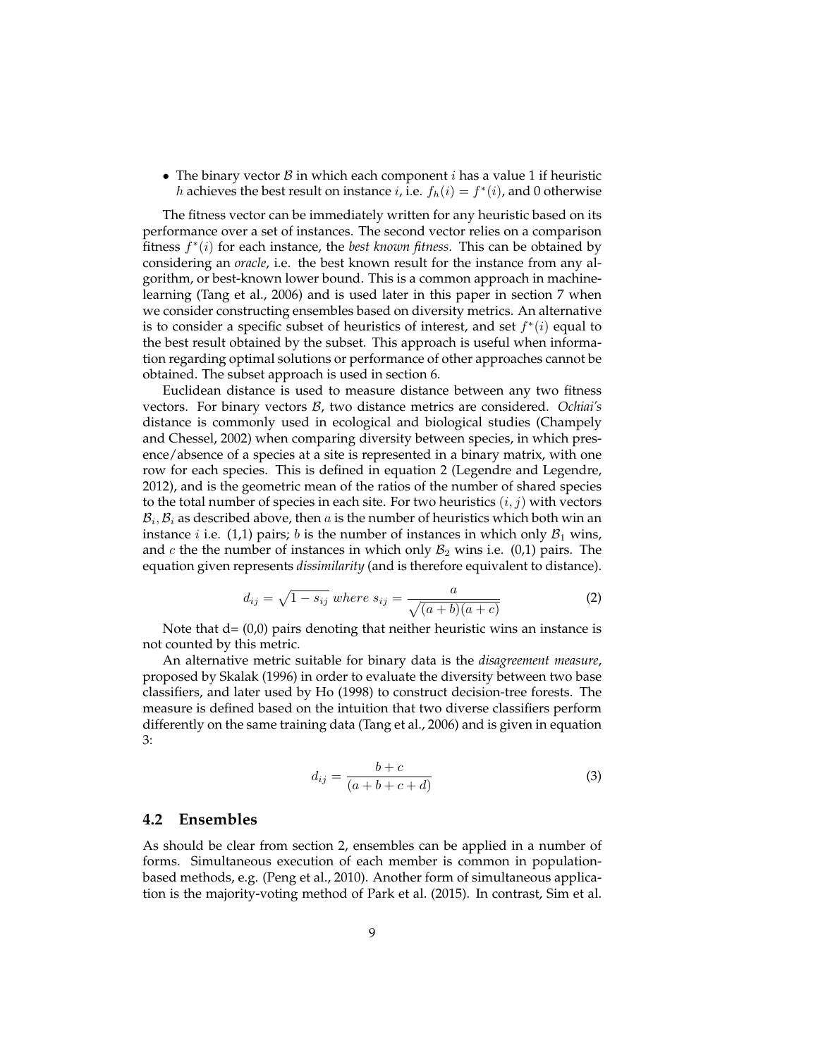- The binary vector $\mathcal{B}$ in which each component $i$ has a value 1 if heuristic $h$ achieves the best result on instance $i$, i.e. $f_h(i) = f^*(i)$, and 0 otherwise

The fitness vector can be immediately written for any heuristic based on its performance over a set of instances. The second vector relies on a comparison fitness $f^*(i)$ for each instance, the *best known fitness*. This can be obtained by considering an *oracle*, i.e. the best known result for the instance from any algorithm, or best-known lower bound. This is a common approach in machine-learning (Tang et al., 2006) and is used later in this paper in section 7 when we consider constructing ensembles based on diversity metrics. An alternative is to consider a specific subset of heuristics of interest, and set $f^*(i)$ equal to the best result obtained by the subset. This approach is useful when information regarding optimal solutions or performance of other approaches cannot be obtained. The subset approach is used in section 6.

Euclidean distance is used to measure distance between any two fitness vectors. For binary vectors $\mathcal{B}$, two distance metrics are considered. *Ochiai's* distance is commonly used in ecological and biological studies (Champely and Chessel, 2002) when comparing diversity between species, in which presence/absence of a species at a site is represented in a binary matrix, with one row for each species. This is defined in equation 2 (Legendre and Legendre, 2012), and is the geometric mean of the ratios of the number of shared species to the total number of species in each site. For two heuristics $(i, j)$ with vectors $\mathcal{B}_i, \mathcal{B}_i$ as described above, then $a$ is the number of heuristics which both win an instance $i$ i.e. (1,1) pairs; $b$ is the number of instances in which only $\mathcal{B}_1$ wins, and $c$ the the number of instances in which only $\mathcal{B}_2$ wins i.e. (0,1) pairs. The equation given represents *dissimilarity* (and is therefore equivalent to distance).

$$d_{ij} = \sqrt{1 - s_{ij}} \; where \; s_{ij} = \frac{a}{\sqrt{(a+b)(a+c)}} \tag{2}$$

Note that d= (0,0) pairs denoting that neither heuristic wins an instance is not counted by this metric.

An alternative metric suitable for binary data is the *disagreement measure*, proposed by Skalak (1996) in order to evaluate the diversity between two base classifiers, and later used by Ho (1998) to construct decision-tree forests. The measure is defined based on the intuition that two diverse classifiers perform differently on the same training data (Tang et al., 2006) and is given in equation 3:

$$d_{ij} = \frac{b + c}{(a + b + c + d)} \tag{3}$$

## 4.2 Ensembles

As should be clear from section 2, ensembles can be applied in a number of forms. Simultaneous execution of each member is common in population-based methods, e.g. (Peng et al., 2010). Another form of simultaneous application is the majority-voting method of Park et al. (2015). In contrast, Sim et al.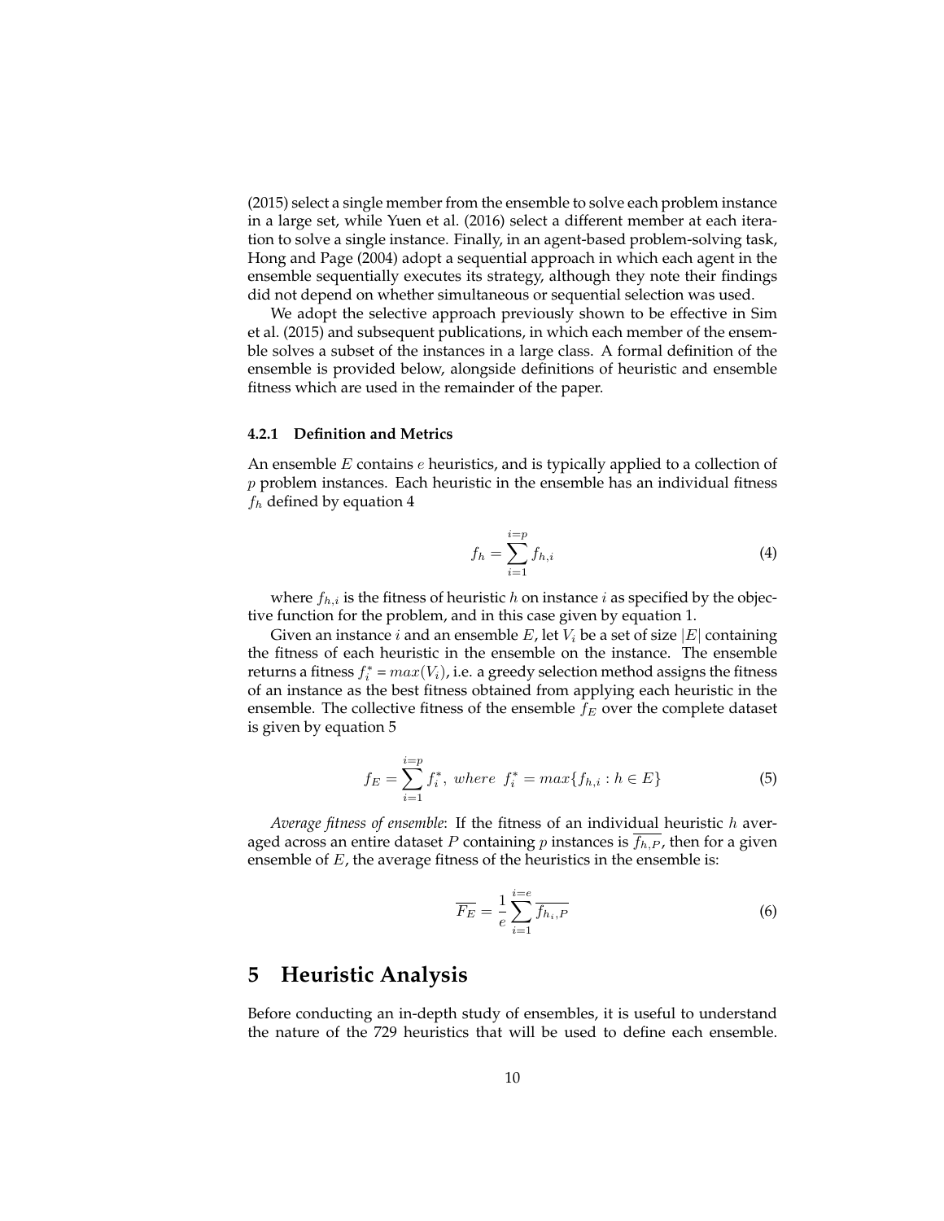(2015) select a single member from the ensemble to solve each problem instance in a large set, while Yuen et al. (2016) select a different member at each iteration to solve a single instance. Finally, in an agent-based problem-solving task, Hong and Page (2004) adopt a sequential approach in which each agent in the ensemble sequentially executes its strategy, although they note their findings did not depend on whether simultaneous or sequential selection was used.

We adopt the selective approach previously shown to be effective in Sim et al. (2015) and subsequent publications, in which each member of the ensemble solves a subset of the instances in a large class. A formal definition of the ensemble is provided below, alongside definitions of heuristic and ensemble fitness which are used in the remainder of the paper.

#### 4.2.1 Definition and Metrics

An ensemble $E$ contains $e$ heuristics, and is typically applied to a collection of $p$ problem instances. Each heuristic in the ensemble has an individual fitness $f_h$ defined by equation 4

$$f_h = \sum_{i=1}^{i=p} f_{h,i} \tag{4}$$

where $f_{h,i}$ is the fitness of heuristic $h$ on instance $i$ as specified by the objective function for the problem, and in this case given by equation 1.

Given an instance $i$ and an ensemble $E$, let $V_i$ be a set of size $|E|$ containing the fitness of each heuristic in the ensemble on the instance. The ensemble returns a fitness $f_i^* = max(V_i)$, i.e. a greedy selection method assigns the fitness of an instance as the best fitness obtained from applying each heuristic in the ensemble. The collective fitness of the ensemble $f_E$ over the complete dataset is given by equation 5

$$f_E = \sum_{i=1}^{i=p} f_i^*, \ where \ \ f_i^* = max\{f_{h,i} : h \in E\} \tag{5}$$

*Average fitness of ensemble*: If the fitness of an individual heuristic $h$ averaged across an entire dataset $P$ containing $p$ instances is $\overline{f_{h,P}}$, then for a given ensemble of $E$, the average fitness of the heuristics in the ensemble is:

$$\overline{F_E} = \frac{1}{e} \sum_{i=1}^{i=e} \overline{f_{h_i,P}} \tag{6}$$

# 5 Heuristic Analysis

Before conducting an in-depth study of ensembles, it is useful to understand the nature of the 729 heuristics that will be used to define each ensemble.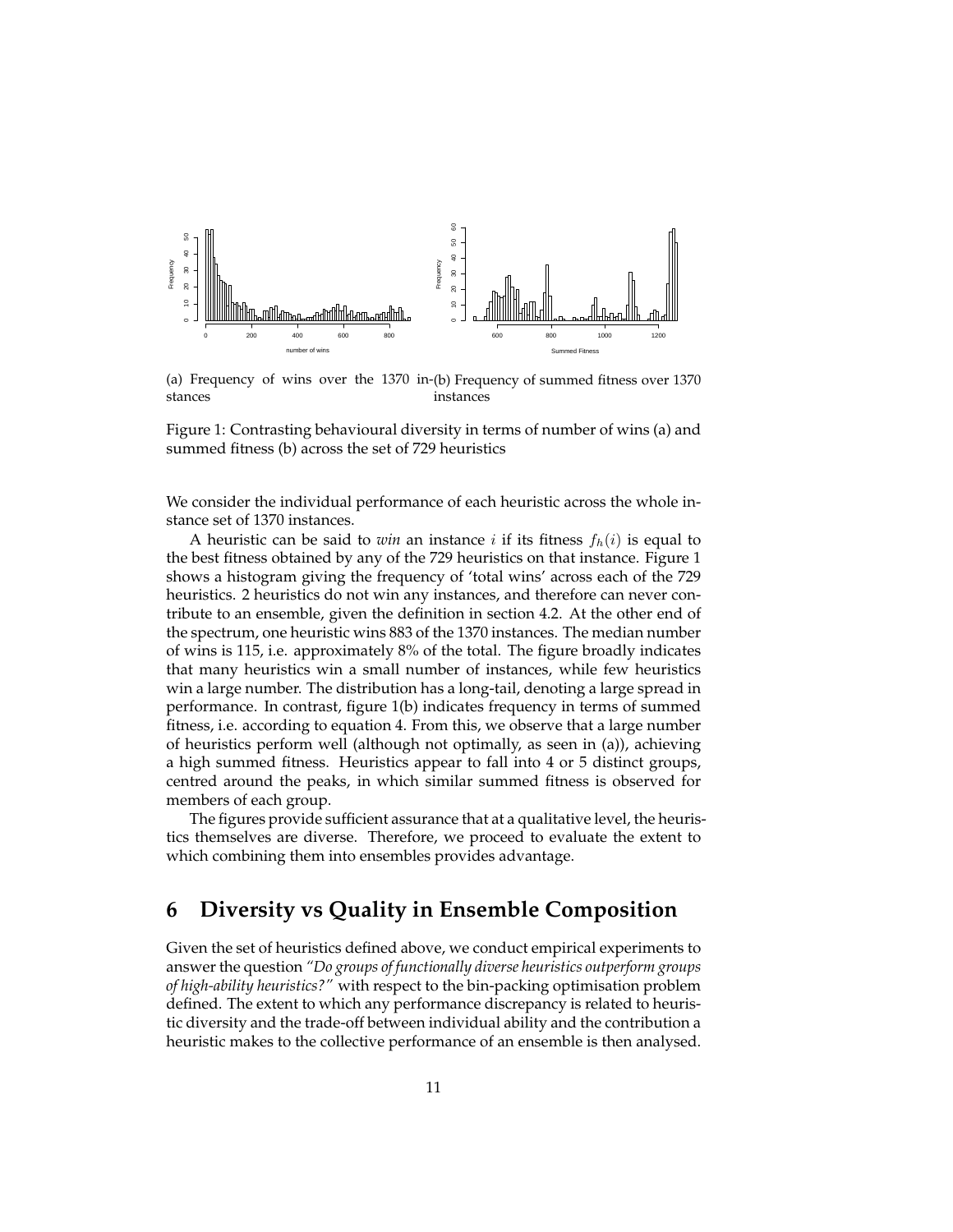(a) Frequency of wins over the 1370 instances

(b) Frequency of summed fitness over 1370 instances

Figure 1: Contrasting behavioural diversity in terms of number of wins (a) and summed fitness (b) across the set of 729 heuristics

We consider the individual performance of each heuristic across the whole instance set of 1370 instances.

A heuristic can be said to *win* an instance $i$ if its fitness $f_h(i)$ is equal to the best fitness obtained by any of the 729 heuristics on that instance. Figure 1 shows a histogram giving the frequency of 'total wins' across each of the 729 heuristics. 2 heuristics do not win any instances, and therefore can never contribute to an ensemble, given the definition in section 4.2. At the other end of the spectrum, one heuristic wins 883 of the 1370 instances. The median number of wins is 115, i.e. approximately 8% of the total. The figure broadly indicates that many heuristics win a small number of instances, while few heuristics win a large number. The distribution has a long-tail, denoting a large spread in performance. In contrast, figure 1(b) indicates frequency in terms of summed fitness, i.e. according to equation 4. From this, we observe that a large number of heuristics perform well (although not optimally, as seen in (a)), achieving a high summed fitness. Heuristics appear to fall into 4 or 5 distinct groups, centred around the peaks, in which similar summed fitness is observed for members of each group.

The figures provide sufficient assurance that at a qualitative level, the heuristics themselves are diverse. Therefore, we proceed to evaluate the extent to which combining them into ensembles provides advantage.

# 6 Diversity vs Quality in Ensemble Composition

Given the set of heuristics defined above, we conduct empirical experiments to answer the question *"Do groups of functionally diverse heuristics outperform groups of high-ability heuristics?"* with respect to the bin-packing optimisation problem defined. The extent to which any performance discrepancy is related to heuristic diversity and the trade-off between individual ability and the contribution a heuristic makes to the collective performance of an ensemble is then analysed.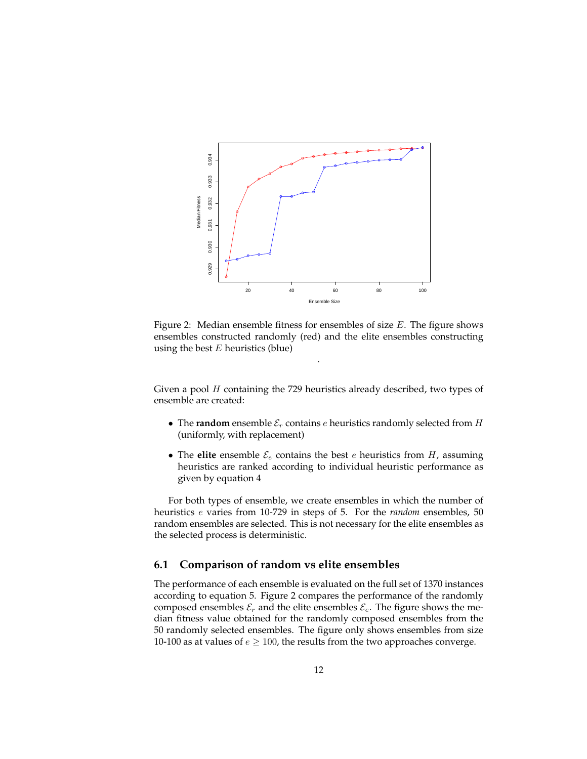Figure 2: Median ensemble fitness for ensembles of size $E$. The figure shows ensembles constructed randomly (red) and the elite ensembles constructing using the best $E$ heuristics (blue)

.

Given a pool $H$ containing the 729 heuristics already described, two types of ensemble are created:

- The **random** ensemble $\mathcal{E}_r$ contains $e$ heuristics randomly selected from $H$ (uniformly, with replacement)
- The **elite** ensemble $\mathcal{E}_e$ contains the best $e$ heuristics from $H$, assuming heuristics are ranked according to individual heuristic performance as given by equation 4

For both types of ensemble, we create ensembles in which the number of heuristics $e$ varies from 10-729 in steps of 5. For the *random* ensembles, 50 random ensembles are selected. This is not necessary for the elite ensembles as the selected process is deterministic.

## 6.1 Comparison of random vs elite ensembles

The performance of each ensemble is evaluated on the full set of 1370 instances according to equation 5. Figure 2 compares the performance of the randomly composed ensembles $\mathcal{E}_r$ and the elite ensembles $\mathcal{E}_e$. The figure shows the median fitness value obtained for the randomly composed ensembles from the 50 randomly selected ensembles. The figure only shows ensembles from size 10-100 as at values of $e \geq 100$, the results from the two approaches converge.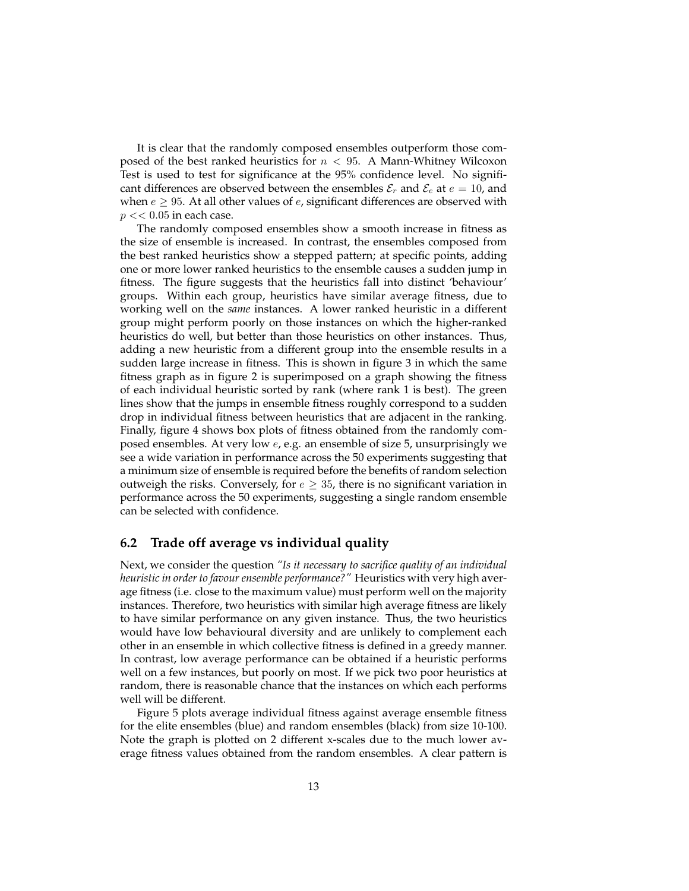It is clear that the randomly composed ensembles outperform those composed of the best ranked heuristics for $n < 95$. A Mann-Whitney Wilcoxon Test is used to test for significance at the 95% confidence level. No significant differences are observed between the ensembles $\mathcal{E}_r$ and $\mathcal{E}_e$ at $e = 10$, and when $e \geq 95$. At all other values of $e$, significant differences are observed with $p << 0.05$ in each case.

The randomly composed ensembles show a smooth increase in fitness as the size of ensemble is increased. In contrast, the ensembles composed from the best ranked heuristics show a stepped pattern; at specific points, adding one or more lower ranked heuristics to the ensemble causes a sudden jump in fitness. The figure suggests that the heuristics fall into distinct 'behaviour' groups. Within each group, heuristics have similar average fitness, due to working well on the *same* instances. A lower ranked heuristic in a different group might perform poorly on those instances on which the higher-ranked heuristics do well, but better than those heuristics on other instances. Thus, adding a new heuristic from a different group into the ensemble results in a sudden large increase in fitness. This is shown in figure 3 in which the same fitness graph as in figure 2 is superimposed on a graph showing the fitness of each individual heuristic sorted by rank (where rank 1 is best). The green lines show that the jumps in ensemble fitness roughly correspond to a sudden drop in individual fitness between heuristics that are adjacent in the ranking. Finally, figure 4 shows box plots of fitness obtained from the randomly composed ensembles. At very low $e$, e.g. an ensemble of size 5, unsurprisingly we see a wide variation in performance across the 50 experiments suggesting that a minimum size of ensemble is required before the benefits of random selection outweigh the risks. Conversely, for $e \geq 35$, there is no significant variation in performance across the 50 experiments, suggesting a single random ensemble can be selected with confidence.

## 6.2 Trade off average vs individual quality

Next, we consider the question *"Is it necessary to sacrifice quality of an individual heuristic in order to favour ensemble performance?"* Heuristics with very high average fitness (i.e. close to the maximum value) must perform well on the majority instances. Therefore, two heuristics with similar high average fitness are likely to have similar performance on any given instance. Thus, the two heuristics would have low behavioural diversity and are unlikely to complement each other in an ensemble in which collective fitness is defined in a greedy manner. In contrast, low average performance can be obtained if a heuristic performs well on a few instances, but poorly on most. If we pick two poor heuristics at random, there is reasonable chance that the instances on which each performs well will be different.

Figure 5 plots average individual fitness against average ensemble fitness for the elite ensembles (blue) and random ensembles (black) from size 10-100. Note the graph is plotted on 2 different x-scales due to the much lower average fitness values obtained from the random ensembles. A clear pattern is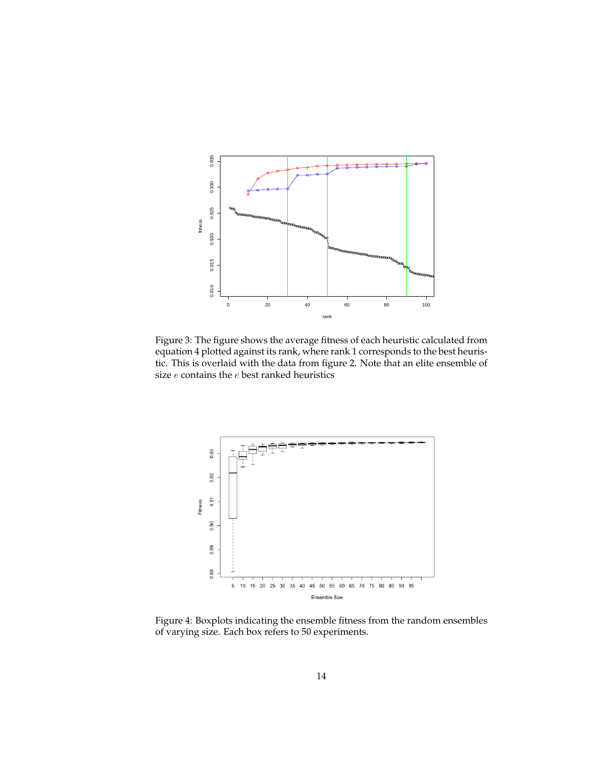Figure 3: The figure shows the average fitness of each heuristic calculated from equation 4 plotted against its rank, where rank 1 corresponds to the best heuristic. This is overlaid with the data from figure 2. Note that an elite ensemble of size $e$ contains the $e$ best ranked heuristics

Figure 4: Boxplots indicating the ensemble fitness from the random ensembles of varying size. Each box refers to 50 experiments.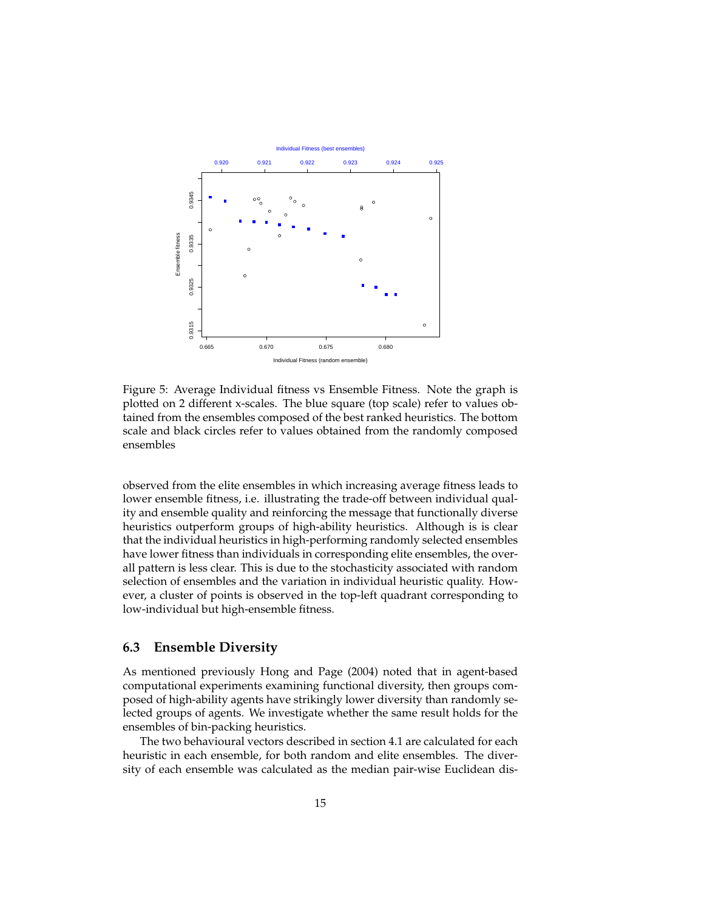Figure 5: Average Individual fitness vs Ensemble Fitness. Note the graph is plotted on 2 different x-scales. The blue square (top scale) refer to values obtained from the ensembles composed of the best ranked heuristics. The bottom scale and black circles refer to values obtained from the randomly composed ensembles

observed from the elite ensembles in which increasing average fitness leads to lower ensemble fitness, i.e. illustrating the trade-off between individual quality and ensemble quality and reinforcing the message that functionally diverse heuristics outperform groups of high-ability heuristics. Although is is clear that the individual heuristics in high-performing randomly selected ensembles have lower fitness than individuals in corresponding elite ensembles, the overall pattern is less clear. This is due to the stochasticity associated with random selection of ensembles and the variation in individual heuristic quality. However, a cluster of points is observed in the top-left quadrant corresponding to low-individual but high-ensemble fitness.

### 6.3 Ensemble Diversity

As mentioned previously Hong and Page (2004) noted that in agent-based computational experiments examining functional diversity, then groups composed of high-ability agents have strikingly lower diversity than randomly selected groups of agents. We investigate whether the same result holds for the ensembles of bin-packing heuristics.

The two behavioural vectors described in section 4.1 are calculated for each heuristic in each ensemble, for both random and elite ensembles. The diversity of each ensemble was calculated as the median pair-wise Euclidean dis-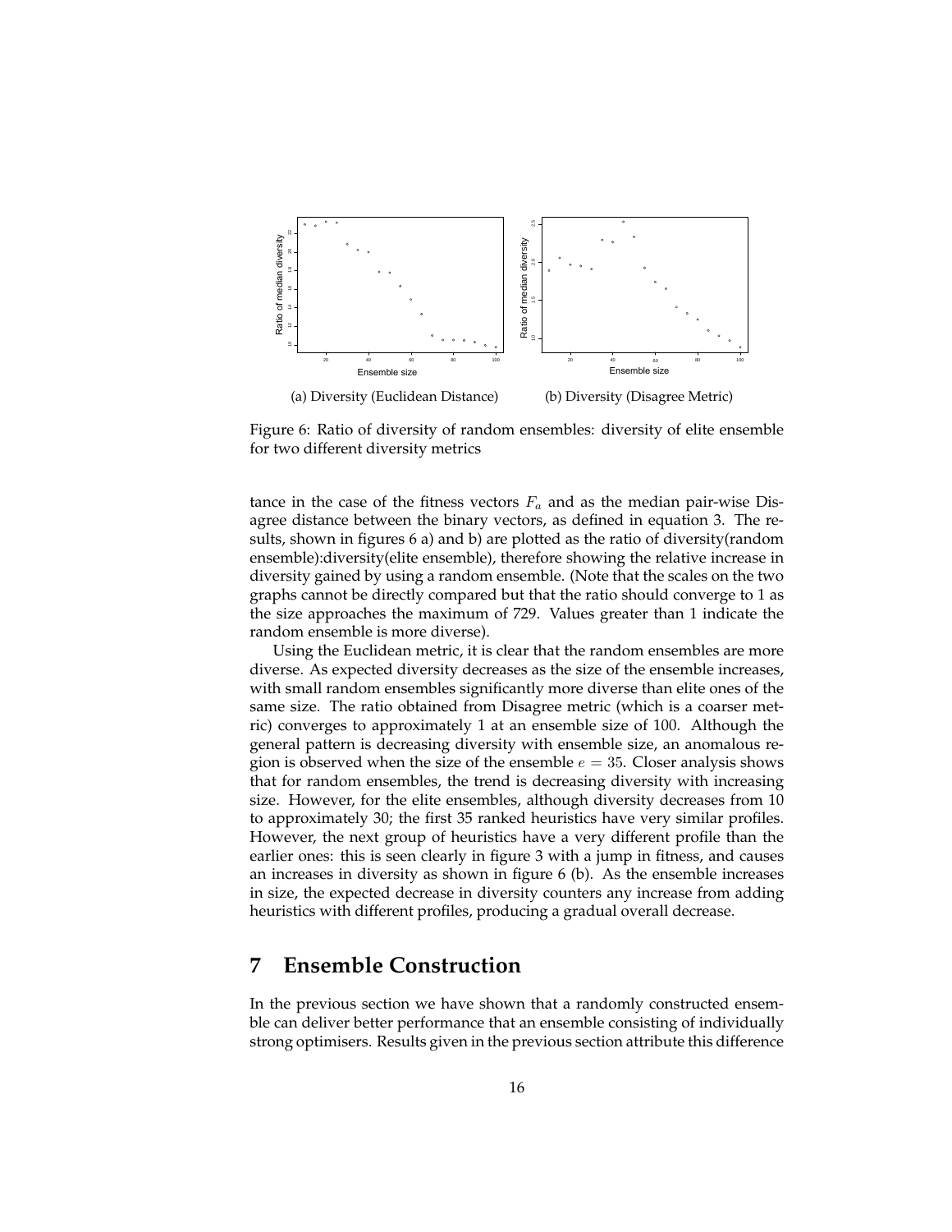(a) Diversity (Euclidean Distance)

(b) Diversity (Disagree Metric)

Figure 6: Ratio of diversity of random ensembles: diversity of elite ensemble for two different diversity metrics

tance in the case of the fitness vectors $F_a$ and as the median pair-wise Disagree distance between the binary vectors, as defined in equation 3. The results, shown in figures 6 a) and b) are plotted as the ratio of diversity(random ensemble):diversity(elite ensemble), therefore showing the relative increase in diversity gained by using a random ensemble. (Note that the scales on the two graphs cannot be directly compared but that the ratio should converge to 1 as the size approaches the maximum of 729. Values greater than 1 indicate the random ensemble is more diverse).

Using the Euclidean metric, it is clear that the random ensembles are more diverse. As expected diversity decreases as the size of the ensemble increases, with small random ensembles significantly more diverse than elite ones of the same size. The ratio obtained from Disagree metric (which is a coarser metric) converges to approximately 1 at an ensemble size of 100. Although the general pattern is decreasing diversity with ensemble size, an anomalous region is observed when the size of the ensemble $e = 35$. Closer analysis shows that for random ensembles, the trend is decreasing diversity with increasing size. However, for the elite ensembles, although diversity decreases from 10 to approximately 30; the first 35 ranked heuristics have very similar profiles. However, the next group of heuristics have a very different profile than the earlier ones: this is seen clearly in figure 3 with a jump in fitness, and causes an increases in diversity as shown in figure 6 (b). As the ensemble increases in size, the expected decrease in diversity counters any increase from adding heuristics with different profiles, producing a gradual overall decrease.

# 7 Ensemble Construction

In the previous section we have shown that a randomly constructed ensemble can deliver better performance that an ensemble consisting of individually strong optimisers. Results given in the previous section attribute this difference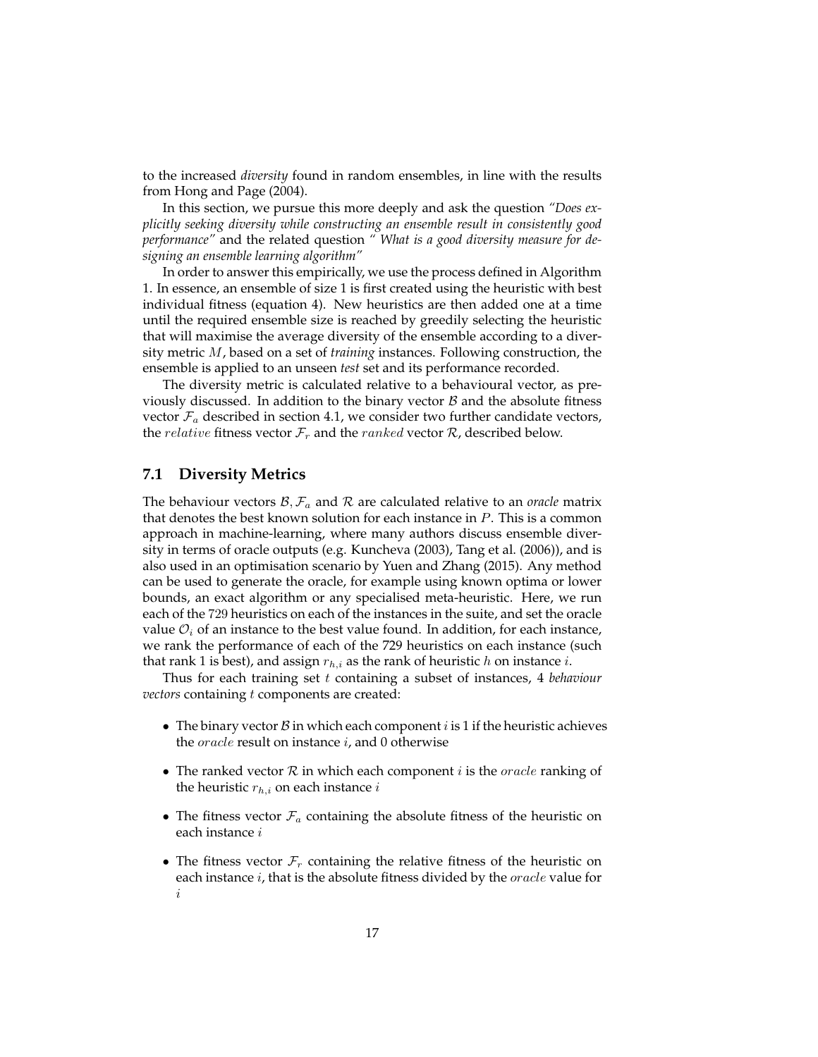to the increased *diversity* found in random ensembles, in line with the results from Hong and Page (2004).

In this section, we pursue this more deeply and ask the question *"Does explicitly seeking diversity while constructing an ensemble result in consistently good performance"* and the related question *" What is a good diversity measure for designing an ensemble learning algorithm"*

In order to answer this empirically, we use the process defined in Algorithm 1. In essence, an ensemble of size 1 is first created using the heuristic with best individual fitness (equation 4). New heuristics are then added one at a time until the required ensemble size is reached by greedily selecting the heuristic that will maximise the average diversity of the ensemble according to a diversity metric $M$, based on a set of *training* instances. Following construction, the ensemble is applied to an unseen *test* set and its performance recorded.

The diversity metric is calculated relative to a behavioural vector, as previously discussed. In addition to the binary vector $\mathcal{B}$ and the absolute fitness vector $\mathcal{F}_a$ described in section 4.1, we consider two further candidate vectors, the $relative$ fitness vector $\mathcal{F}_r$ and the $ranked$ vector $\mathcal{R}$, described below.

## 7.1 Diversity Metrics

The behaviour vectors $\mathcal{B}, \mathcal{F}_a$ and $\mathcal{R}$ are calculated relative to an *oracle* matrix that denotes the best known solution for each instance in $P$. This is a common approach in machine-learning, where many authors discuss ensemble diversity in terms of oracle outputs (e.g. Kuncheva (2003), Tang et al. (2006)), and is also used in an optimisation scenario by Yuen and Zhang (2015). Any method can be used to generate the oracle, for example using known optima or lower bounds, an exact algorithm or any specialised meta-heuristic. Here, we run each of the 729 heuristics on each of the instances in the suite, and set the oracle value $\mathcal{O}_i$ of an instance to the best value found. In addition, for each instance, we rank the performance of each of the 729 heuristics on each instance (such that rank 1 is best), and assign $r_{h,i}$ as the rank of heuristic $h$ on instance $i$.

Thus for each training set $t$ containing a subset of instances, 4 *behaviour vectors* containing $t$ components are created:

- The binary vector $\mathcal{B}$ in which each component $i$ is 1 if the heuristic achieves the $oracle$ result on instance $i$, and 0 otherwise
- The ranked vector $\mathcal{R}$ in which each component $i$ is the $oracle$ ranking of the heuristic $r_{h,i}$ on each instance $i$
- The fitness vector $\mathcal{F}_a$ containing the absolute fitness of the heuristic on each instance $i$
- The fitness vector $\mathcal{F}_r$ containing the relative fitness of the heuristic on each instance $i$, that is the absolute fitness divided by the $oracle$ value for $i$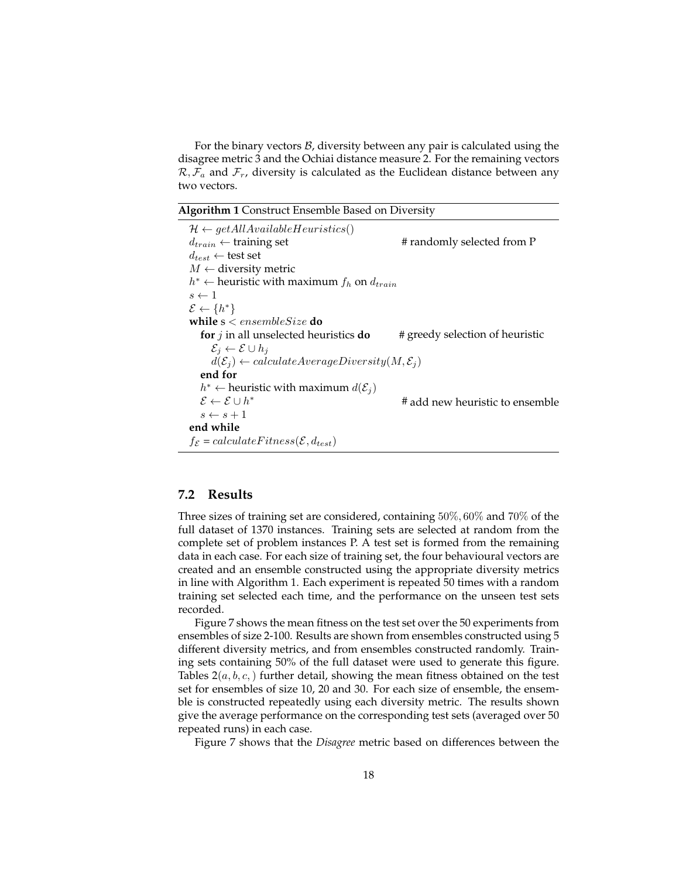For the binary vectors $\mathcal{B}$, diversity between any pair is calculated using the disagree metric 3 and the Ochiai distance measure 2. For the remaining vectors $\mathcal{R}, \mathcal{F}_a$ and $\mathcal{F}_r$, diversity is calculated as the Euclidean distance between any two vectors.

**Algorithm 1** Construct Ensemble Based on Diversity

```
H ← getAllAvailableHeuristics()
d_train ← training set                          # randomly selected from P
d_test ← test set
M ← diversity metric
h* ← heuristic with maximum f_h on d_train
s ← 1
E ← {h*}
while s < ensembleSize do
    for j in all unselected heuristics do        # greedy selection of heuristic
        E_j ← E ∪ h_j
        d(E_j) ← calculateAverageDiversity(M, E_j)
    end for
    h* ← heuristic with maximum d(E_j)
    E ← E ∪ h*                                   # add new heuristic to ensemble
    s ← s + 1
end while
f_E = calculateFitness(E, d_test)
```

## 7.2 Results

Three sizes of training set are considered, containing $50\%, 60\%$ and $70\%$ of the full dataset of 1370 instances. Training sets are selected at random from the complete set of problem instances P. A test set is formed from the remaining data in each case. For each size of training set, the four behavioural vectors are created and an ensemble constructed using the appropriate diversity metrics in line with Algorithm 1. Each experiment is repeated 50 times with a random training set selected each time, and the performance on the unseen test sets recorded.

Figure 7 shows the mean fitness on the test set over the 50 experiments from ensembles of size 2-100. Results are shown from ensembles constructed using 5 different diversity metrics, and from ensembles constructed randomly. Training sets containing 50% of the full dataset were used to generate this figure. Tables $2(a, b, c,)$ further detail, showing the mean fitness obtained on the test set for ensembles of size 10, 20 and 30. For each size of ensemble, the ensemble is constructed repeatedly using each diversity metric. The results shown give the average performance on the corresponding test sets (averaged over 50 repeated runs) in each case.

Figure 7 shows that the *Disagree* metric based on differences between the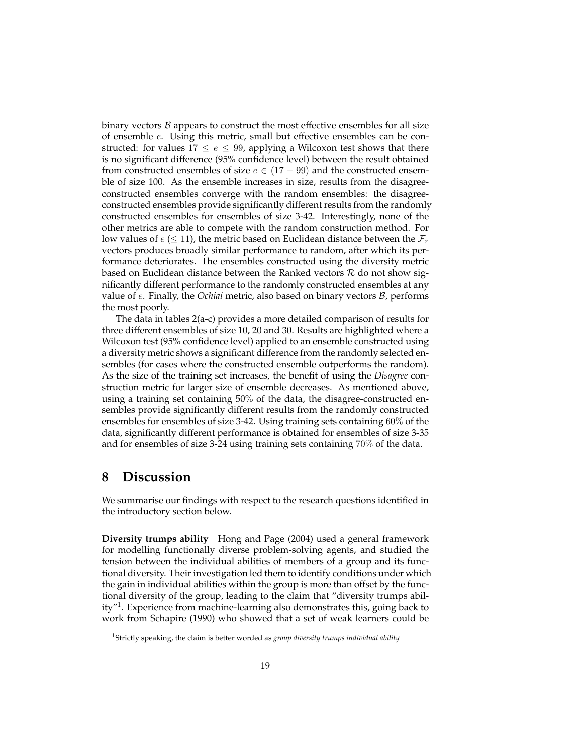binary vectors $\mathcal{B}$ appears to construct the most effective ensembles for all size of ensemble $e$. Using this metric, small but effective ensembles can be constructed: for values $17 \leq e \leq 99$, applying a Wilcoxon test shows that there is no significant difference (95% confidence level) between the result obtained from constructed ensembles of size $e \in (17-99)$ and the constructed ensemble of size 100. As the ensemble increases in size, results from the disagree-constructed ensembles converge with the random ensembles: the disagree-constructed ensembles provide significantly different results from the randomly constructed ensembles for ensembles of size 3-42. Interestingly, none of the other metrics are able to compete with the random construction method. For low values of $e$ ($\leq 11$), the metric based on Euclidean distance between the $\mathcal{F}_r$ vectors produces broadly similar performance to random, after which its performance deteriorates. The ensembles constructed using the diversity metric based on Euclidean distance between the Ranked vectors $\mathcal{R}$ do not show significantly different performance to the randomly constructed ensembles at any value of $e$. Finally, the *Ochiai* metric, also based on binary vectors $\mathcal{B}$, performs the most poorly.

The data in tables 2(a-c) provides a more detailed comparison of results for three different ensembles of size 10, 20 and 30. Results are highlighted where a Wilcoxon test (95% confidence level) applied to an ensemble constructed using a diversity metric shows a significant difference from the randomly selected ensembles (for cases where the constructed ensemble outperforms the random). As the size of the training set increases, the benefit of using the *Disagree* construction metric for larger size of ensemble decreases. As mentioned above, using a training set containing 50% of the data, the disagree-constructed ensembles provide significantly different results from the randomly constructed ensembles for ensembles of size 3-42. Using training sets containing $60\%$ of the data, significantly different performance is obtained for ensembles of size 3-35 and for ensembles of size 3-24 using training sets containing $70\%$ of the data.

# 8 Discussion

We summarise our findings with respect to the research questions identified in the introductory section below.

**Diversity trumps ability** Hong and Page (2004) used a general framework for modelling functionally diverse problem-solving agents, and studied the tension between the individual abilities of members of a group and its functional diversity. Their investigation led them to identify conditions under which the gain in individual abilities within the group is more than offset by the functional diversity of the group, leading to the claim that "diversity trumps ability"[1]. Experience from machine-learning also demonstrates this, going back to work from Schapire (1990) who showed that a set of weak learners could be

[1] Strictly speaking, the claim is better worded as *group diversity trumps individual ability*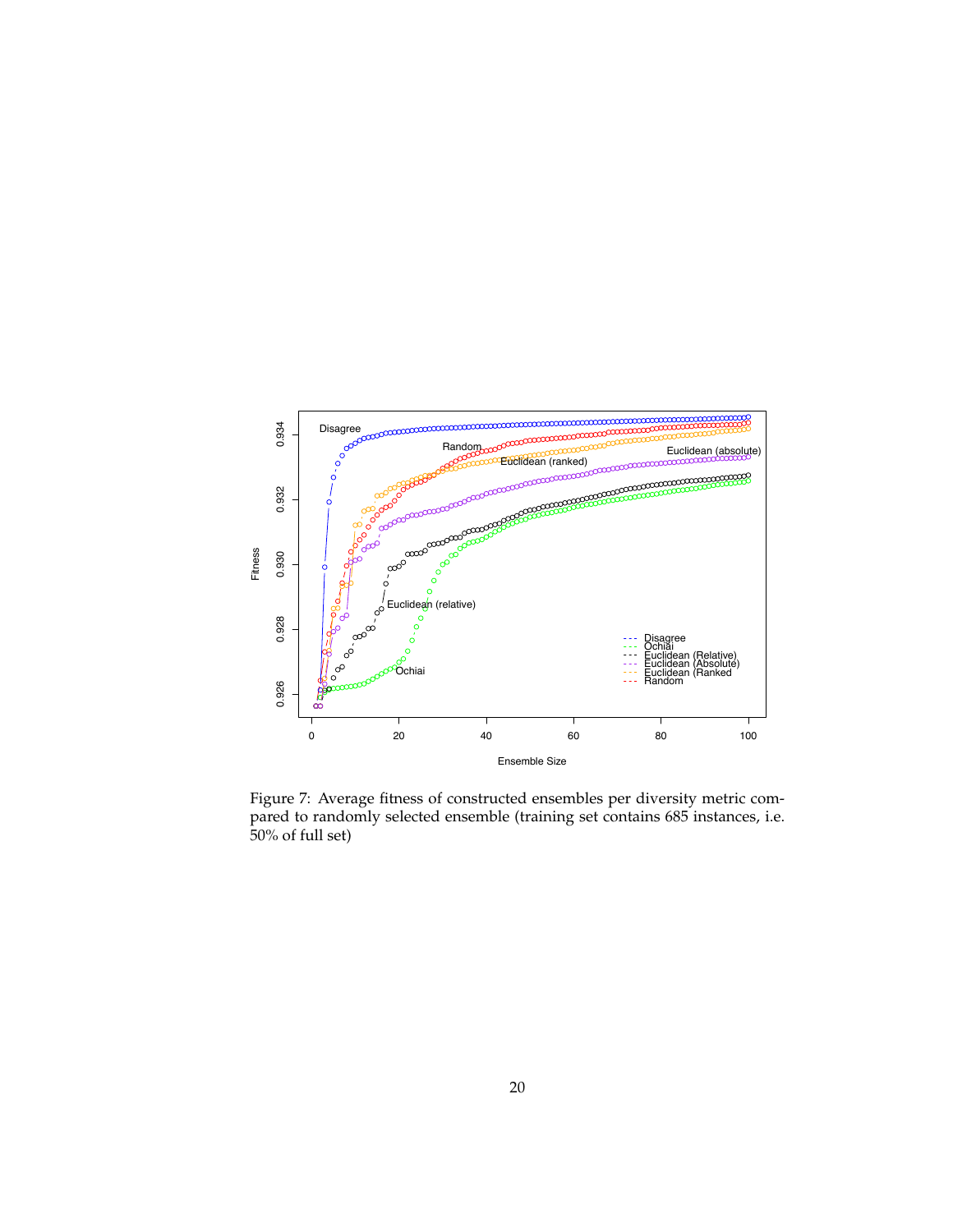Figure 7: Average fitness of constructed ensembles per diversity metric compared to randomly selected ensemble (training set contains 685 instances, i.e. 50% of full set)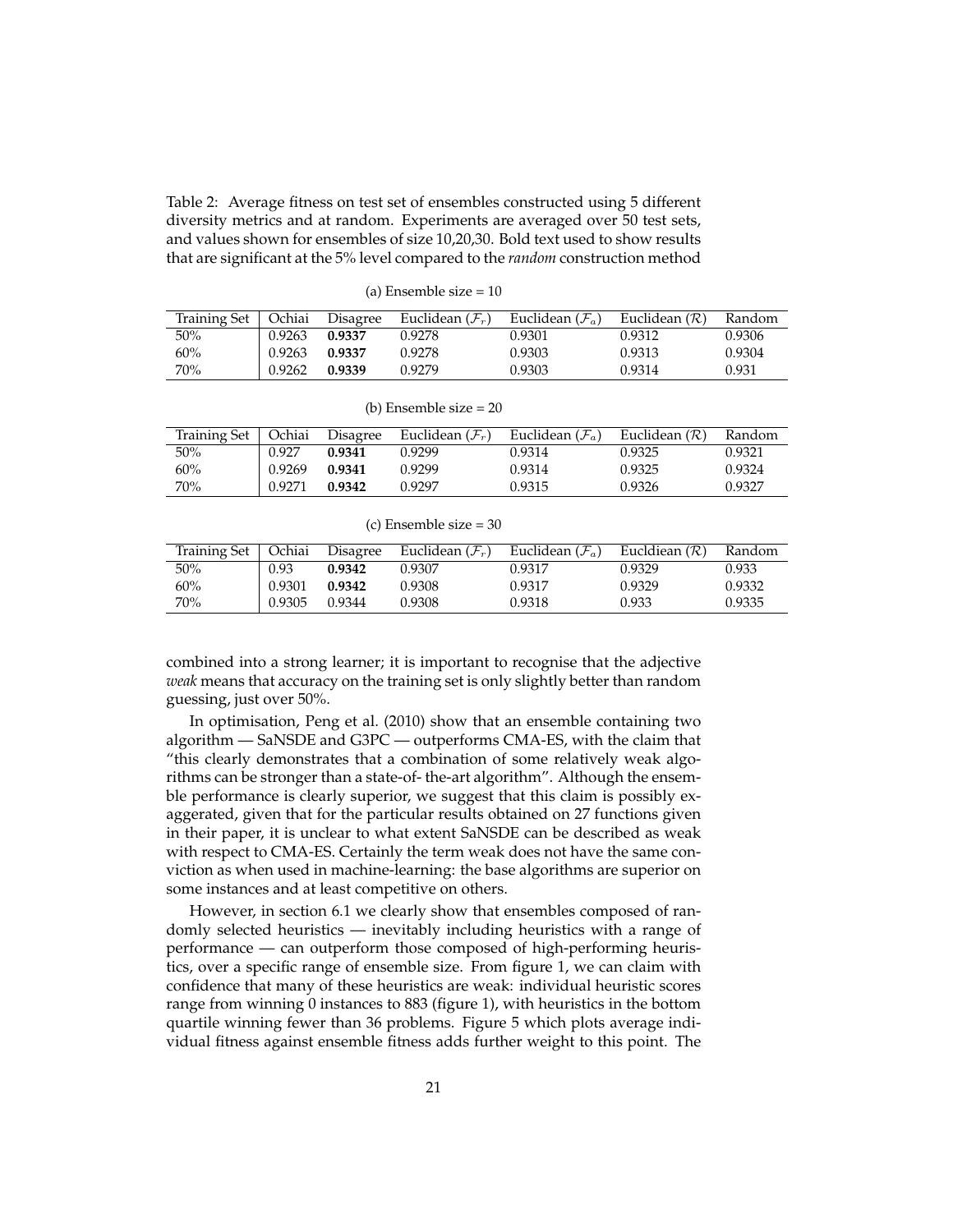Table 2: Average fitness on test set of ensembles constructed using 5 different diversity metrics and at random. Experiments are averaged over 50 test sets, and values shown for ensembles of size 10,20,30. Bold text used to show results that are significant at the 5% level compared to the *random* construction method

(a) Ensemble size = 10

| Training Set | Ochiai | Disagree | Euclidean ($\mathcal{F}_r$) | Euclidean ($\mathcal{F}_a$) | Euclidean ($\mathcal{R}$) | Random |
|---|---|---|---|---|---|---|
| 50% | 0.9263 | **0.9337** | 0.9278 | 0.9301 | 0.9312 | 0.9306 |
| 60% | 0.9263 | **0.9337** | 0.9278 | 0.9303 | 0.9313 | 0.9304 |
| 70% | 0.9262 | **0.9339** | 0.9279 | 0.9303 | 0.9314 | 0.931 |

(b) Ensemble size = 20

| Training Set | Ochiai | Disagree | Euclidean ($\mathcal{F}_r$) | Euclidean ($\mathcal{F}_a$) | Euclidean ($\mathcal{R}$) | Random |
|---|---|---|---|---|---|---|
| 50% | 0.927 | **0.9341** | 0.9299 | 0.9314 | 0.9325 | 0.9321 |
| 60% | 0.9269 | **0.9341** | 0.9299 | 0.9314 | 0.9325 | 0.9324 |
| 70% | 0.9271 | **0.9342** | 0.9297 | 0.9315 | 0.9326 | 0.9327 |

(c) Ensemble size = 30

| Training Set | Ochiai | Disagree | Euclidean ($\mathcal{F}_r$) | Euclidean ($\mathcal{F}_a$) | Eucldiean ($\mathcal{R}$) | Random |
|---|---|---|---|---|---|---|
| 50% | 0.93 | **0.9342** | 0.9307 | 0.9317 | 0.9329 | 0.933 |
| 60% | 0.9301 | **0.9342** | 0.9308 | 0.9317 | 0.9329 | 0.9332 |
| 70% | 0.9305 | 0.9344 | 0.9308 | 0.9318 | 0.933 | 0.9335 |

combined into a strong learner; it is important to recognise that the adjective *weak* means that accuracy on the training set is only slightly better than random guessing, just over 50%.

In optimisation, Peng et al. (2010) show that an ensemble containing two algorithm — SaNSDE and G3PC — outperforms CMA-ES, with the claim that "this clearly demonstrates that a combination of some relatively weak algorithms can be stronger than a state-of- the-art algorithm". Although the ensemble performance is clearly superior, we suggest that this claim is possibly exaggerated, given that for the particular results obtained on 27 functions given in their paper, it is unclear to what extent SaNSDE can be described as weak with respect to CMA-ES. Certainly the term weak does not have the same conviction as when used in machine-learning: the base algorithms are superior on some instances and at least competitive on others.

However, in section 6.1 we clearly show that ensembles composed of randomly selected heuristics — inevitably including heuristics with a range of performance — can outperform those composed of high-performing heuristics, over a specific range of ensemble size. From figure 1, we can claim with confidence that many of these heuristics are weak: individual heuristic scores range from winning 0 instances to 883 (figure 1), with heuristics in the bottom quartile winning fewer than 36 problems. Figure 5 which plots average individual fitness against ensemble fitness adds further weight to this point. The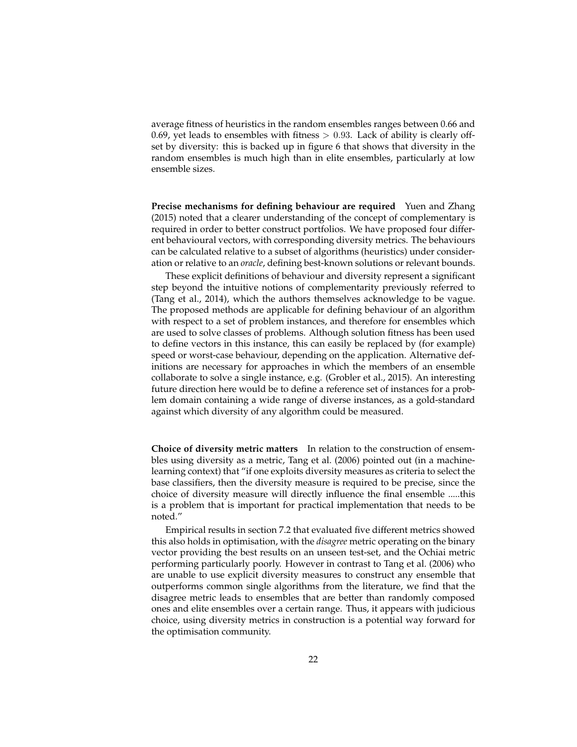average fitness of heuristics in the random ensembles ranges between 0.66 and 0.69, yet leads to ensembles with fitness $> 0.93$. Lack of ability is clearly offset by diversity: this is backed up in figure 6 that shows that diversity in the random ensembles is much high than in elite ensembles, particularly at low ensemble sizes.

**Precise mechanisms for defining behaviour are required** Yuen and Zhang (2015) noted that a clearer understanding of the concept of complementary is required in order to better construct portfolios. We have proposed four different behavioural vectors, with corresponding diversity metrics. The behaviours can be calculated relative to a subset of algorithms (heuristics) under consideration or relative to an *oracle*, defining best-known solutions or relevant bounds.

These explicit definitions of behaviour and diversity represent a significant step beyond the intuitive notions of complementarity previously referred to (Tang et al., 2014), which the authors themselves acknowledge to be vague. The proposed methods are applicable for defining behaviour of an algorithm with respect to a set of problem instances, and therefore for ensembles which are used to solve classes of problems. Although solution fitness has been used to define vectors in this instance, this can easily be replaced by (for example) speed or worst-case behaviour, depending on the application. Alternative definitions are necessary for approaches in which the members of an ensemble collaborate to solve a single instance, e.g. (Grobler et al., 2015). An interesting future direction here would be to define a reference set of instances for a problem domain containing a wide range of diverse instances, as a gold-standard against which diversity of any algorithm could be measured.

**Choice of diversity metric matters** In relation to the construction of ensembles using diversity as a metric, Tang et al. (2006) pointed out (in a machine-learning context) that "if one exploits diversity measures as criteria to select the base classifiers, then the diversity measure is required to be precise, since the choice of diversity measure will directly influence the final ensemble .....this is a problem that is important for practical implementation that needs to be noted."

Empirical results in section 7.2 that evaluated five different metrics showed this also holds in optimisation, with the *disagree* metric operating on the binary vector providing the best results on an unseen test-set, and the Ochiai metric performing particularly poorly. However in contrast to Tang et al. (2006) who are unable to use explicit diversity measures to construct any ensemble that outperforms common single algorithms from the literature, we find that the disagree metric leads to ensembles that are better than randomly composed ones and elite ensembles over a certain range. Thus, it appears with judicious choice, using diversity metrics in construction is a potential way forward for the optimisation community.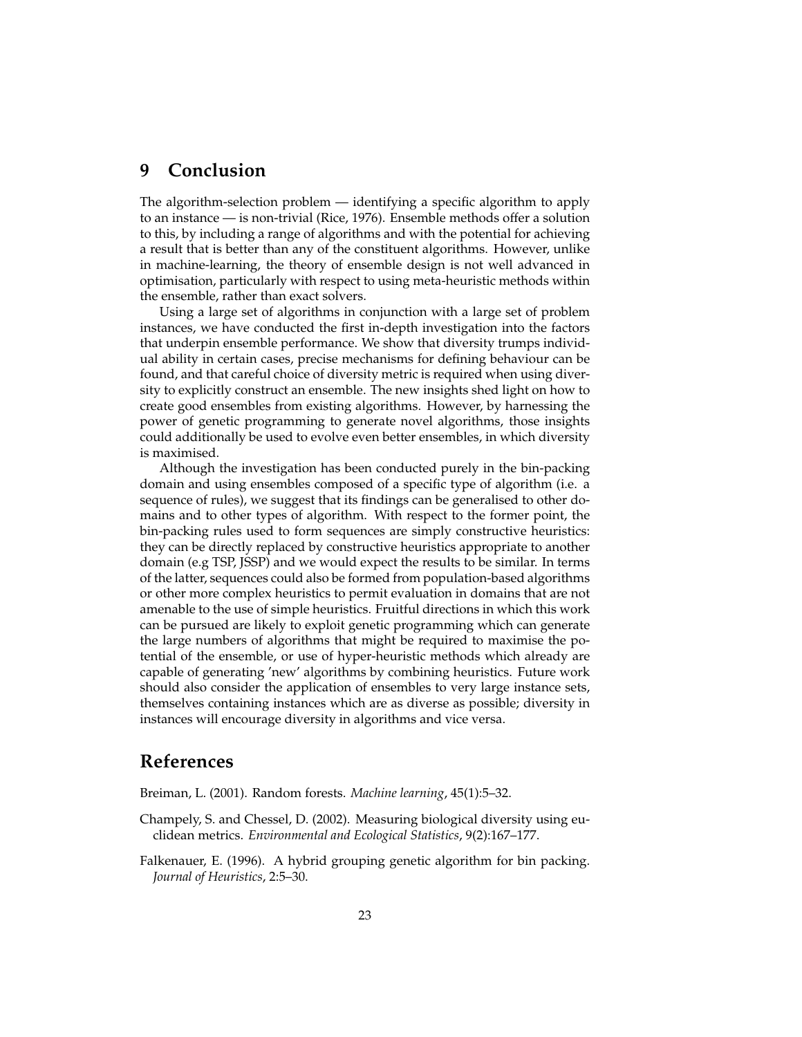## 9 Conclusion

The algorithm-selection problem — identifying a specific algorithm to apply to an instance — is non-trivial (Rice, 1976). Ensemble methods offer a solution to this, by including a range of algorithms and with the potential for achieving a result that is better than any of the constituent algorithms. However, unlike in machine-learning, the theory of ensemble design is not well advanced in optimisation, particularly with respect to using meta-heuristic methods within the ensemble, rather than exact solvers.

Using a large set of algorithms in conjunction with a large set of problem instances, we have conducted the first in-depth investigation into the factors that underpin ensemble performance. We show that diversity trumps individual ability in certain cases, precise mechanisms for defining behaviour can be found, and that careful choice of diversity metric is required when using diversity to explicitly construct an ensemble. The new insights shed light on how to create good ensembles from existing algorithms. However, by harnessing the power of genetic programming to generate novel algorithms, those insights could additionally be used to evolve even better ensembles, in which diversity is maximised.

Although the investigation has been conducted purely in the bin-packing domain and using ensembles composed of a specific type of algorithm (i.e. a sequence of rules), we suggest that its findings can be generalised to other domains and to other types of algorithm. With respect to the former point, the bin-packing rules used to form sequences are simply constructive heuristics: they can be directly replaced by constructive heuristics appropriate to another domain (e.g TSP, JSSP) and we would expect the results to be similar. In terms of the latter, sequences could also be formed from population-based algorithms or other more complex heuristics to permit evaluation in domains that are not amenable to the use of simple heuristics. Fruitful directions in which this work can be pursued are likely to exploit genetic programming which can generate the large numbers of algorithms that might be required to maximise the potential of the ensemble, or use of hyper-heuristic methods which already are capable of generating 'new' algorithms by combining heuristics. Future work should also consider the application of ensembles to very large instance sets, themselves containing instances which are as diverse as possible; diversity in instances will encourage diversity in algorithms and vice versa.

## References

Breiman, L. (2001). Random forests. *Machine learning*, 45(1):5–32.

Champely, S. and Chessel, D. (2002). Measuring biological diversity using euclidean metrics. *Environmental and Ecological Statistics*, 9(2):167–177.

Falkenauer, E. (1996). A hybrid grouping genetic algorithm for bin packing. *Journal of Heuristics*, 2:5–30.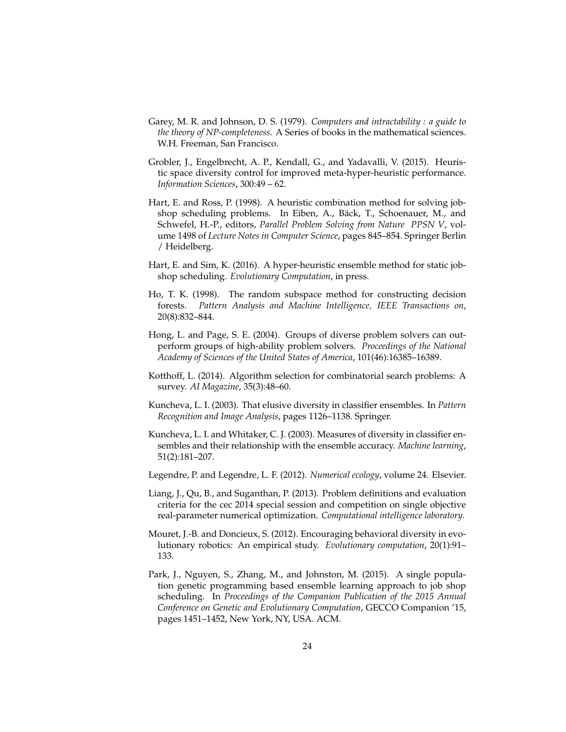Garey, M. R. and Johnson, D. S. (1979). *Computers and intractability : a guide to the theory of NP-completeness*. A Series of books in the mathematical sciences. W.H. Freeman, San Francisco.

Grobler, J., Engelbrecht, A. P., Kendall, G., and Yadavalli, V. (2015). Heuristic space diversity control for improved meta-hyper-heuristic performance. *Information Sciences*, 300:49 – 62.

Hart, E. and Ross, P. (1998). A heuristic combination method for solving job-shop scheduling problems. In Eiben, A., Bäck, T., Schoenauer, M., and Schwefel, H.-P., editors, *Parallel Problem Solving from Nature PPSN V*, volume 1498 of *Lecture Notes in Computer Science*, pages 845–854. Springer Berlin / Heidelberg.

Hart, E. and Sim, K. (2016). A hyper-heuristic ensemble method for static job-shop scheduling. *Evolutionary Computation*, in press.

Ho, T. K. (1998). The random subspace method for constructing decision forests. *Pattern Analysis and Machine Intelligence, IEEE Transactions on*, 20(8):832–844.

Hong, L. and Page, S. E. (2004). Groups of diverse problem solvers can outperform groups of high-ability problem solvers. *Proceedings of the National Academy of Sciences of the United States of America*, 101(46):16385–16389.

Kotthoff, L. (2014). Algorithm selection for combinatorial search problems: A survey. *AI Magazine*, 35(3):48–60.

Kuncheva, L. I. (2003). That elusive diversity in classifier ensembles. In *Pattern Recognition and Image Analysis*, pages 1126–1138. Springer.

Kuncheva, L. I. and Whitaker, C. J. (2003). Measures of diversity in classifier ensembles and their relationship with the ensemble accuracy. *Machine learning*, 51(2):181–207.

Legendre, P. and Legendre, L. F. (2012). *Numerical ecology*, volume 24. Elsevier.

Liang, J., Qu, B., and Suganthan, P. (2013). Problem definitions and evaluation criteria for the cec 2014 special session and competition on single objective real-parameter numerical optimization. *Computational intelligence laboratory*.

Mouret, J.-B. and Doncieux, S. (2012). Encouraging behavioral diversity in evolutionary robotics: An empirical study. *Evolutionary computation*, 20(1):91–133.

Park, J., Nguyen, S., Zhang, M., and Johnston, M. (2015). A single population genetic programming based ensemble learning approach to job shop scheduling. In *Proceedings of the Companion Publication of the 2015 Annual Conference on Genetic and Evolutionary Computation*, GECCO Companion '15, pages 1451–1452, New York, NY, USA. ACM.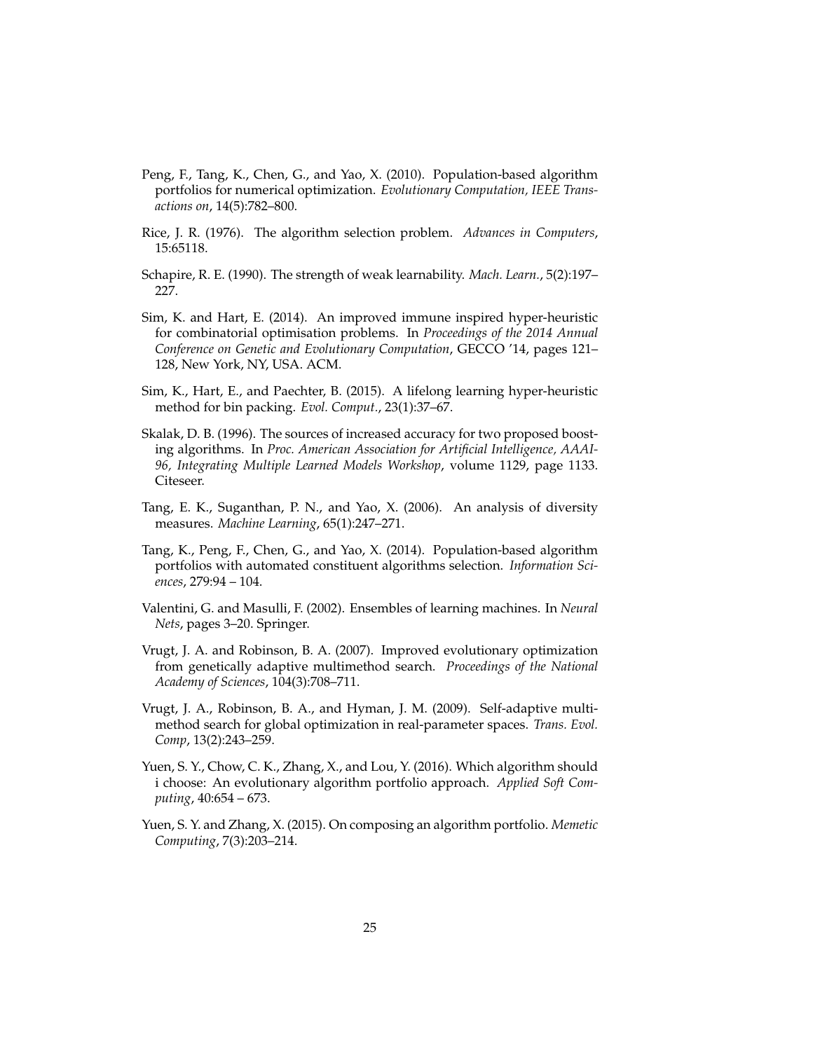Peng, F., Tang, K., Chen, G., and Yao, X. (2010). Population-based algorithm portfolios for numerical optimization. *Evolutionary Computation, IEEE Transactions on*, 14(5):782–800.

Rice, J. R. (1976). The algorithm selection problem. *Advances in Computers*, 15:65118.

Schapire, R. E. (1990). The strength of weak learnability. *Mach. Learn.*, 5(2):197–227.

Sim, K. and Hart, E. (2014). An improved immune inspired hyper-heuristic for combinatorial optimisation problems. In *Proceedings of the 2014 Annual Conference on Genetic and Evolutionary Computation*, GECCO '14, pages 121–128, New York, NY, USA. ACM.

Sim, K., Hart, E., and Paechter, B. (2015). A lifelong learning hyper-heuristic method for bin packing. *Evol. Comput.*, 23(1):37–67.

Skalak, D. B. (1996). The sources of increased accuracy for two proposed boosting algorithms. In *Proc. American Association for Artificial Intelligence, AAAI-96, Integrating Multiple Learned Models Workshop*, volume 1129, page 1133. Citeseer.

Tang, E. K., Suganthan, P. N., and Yao, X. (2006). An analysis of diversity measures. *Machine Learning*, 65(1):247–271.

Tang, K., Peng, F., Chen, G., and Yao, X. (2014). Population-based algorithm portfolios with automated constituent algorithms selection. *Information Sciences*, 279:94 – 104.

Valentini, G. and Masulli, F. (2002). Ensembles of learning machines. In *Neural Nets*, pages 3–20. Springer.

Vrugt, J. A. and Robinson, B. A. (2007). Improved evolutionary optimization from genetically adaptive multimethod search. *Proceedings of the National Academy of Sciences*, 104(3):708–711.

Vrugt, J. A., Robinson, B. A., and Hyman, J. M. (2009). Self-adaptive multimethod search for global optimization in real-parameter spaces. *Trans. Evol. Comp*, 13(2):243–259.

Yuen, S. Y., Chow, C. K., Zhang, X., and Lou, Y. (2016). Which algorithm should i choose: An evolutionary algorithm portfolio approach. *Applied Soft Computing*, 40:654 – 673.

Yuen, S. Y. and Zhang, X. (2015). On composing an algorithm portfolio. *Memetic Computing*, 7(3):203–214.